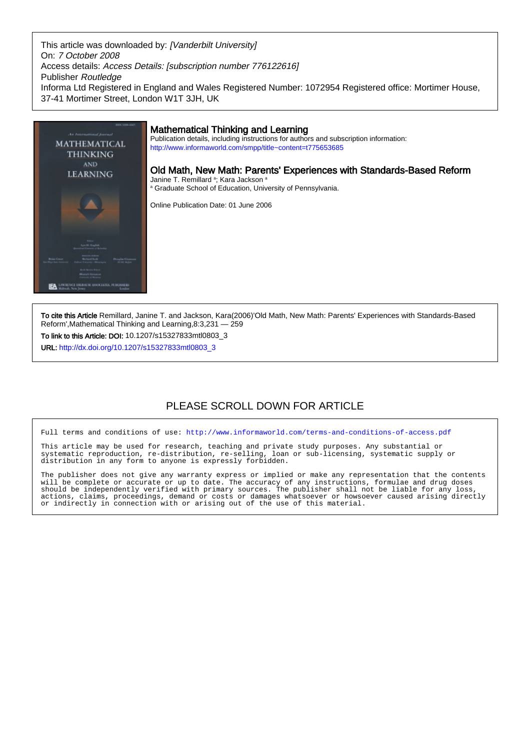This article was downloaded by: *[Vanderbilt University]*
On: *7 October 2008*
Access details: *Access Details: [subscription number 776122616]*
Publisher *Routledge*
Informa Ltd Registered in England and Wales Registered Number: 1072954 Registered office: Mortimer House, 37-41 Mortimer Street, London W1T 3JH, UK

## Mathematical Thinking and Learning

Publication details, including instructions for authors and subscription information:
http://www.informaworld.com/smpp/title~content=t775653685

## Old Math, New Math: Parents' Experiences with Standards-Based Reform

Janine T. Remillard [a]; Kara Jackson [a]

[a] Graduate School of Education, University of Pennsylvania.

Online Publication Date: 01 June 2006

**To cite this Article** Remillard, Janine T. and Jackson, Kara(2006)'Old Math, New Math: Parents' Experiences with Standards-Based Reform',Mathematical Thinking and Learning,8:3,231 — 259

**To link to this Article: DOI:** 10.1207/s15327833mtl0803_3

**URL:** http://dx.doi.org/10.1207/s15327833mtl0803_3

PLEASE SCROLL DOWN FOR ARTICLE

Full terms and conditions of use: http://www.informaworld.com/terms-and-conditions-of-access.pdf

This article may be used for research, teaching and private study purposes. Any substantial or systematic reproduction, re-distribution, re-selling, loan or sub-licensing, systematic supply or distribution in any form to anyone is expressly forbidden.

The publisher does not give any warranty express or implied or make any representation that the contents will be complete or accurate or up to date. The accuracy of any instructions, formulae and drug doses should be independently verified with primary sources. The publisher shall not be liable for any loss, actions, claims, proceedings, demand or costs or damages whatsoever or howsoever caused arising directly or indirectly in connection with or arising out of the use of this material.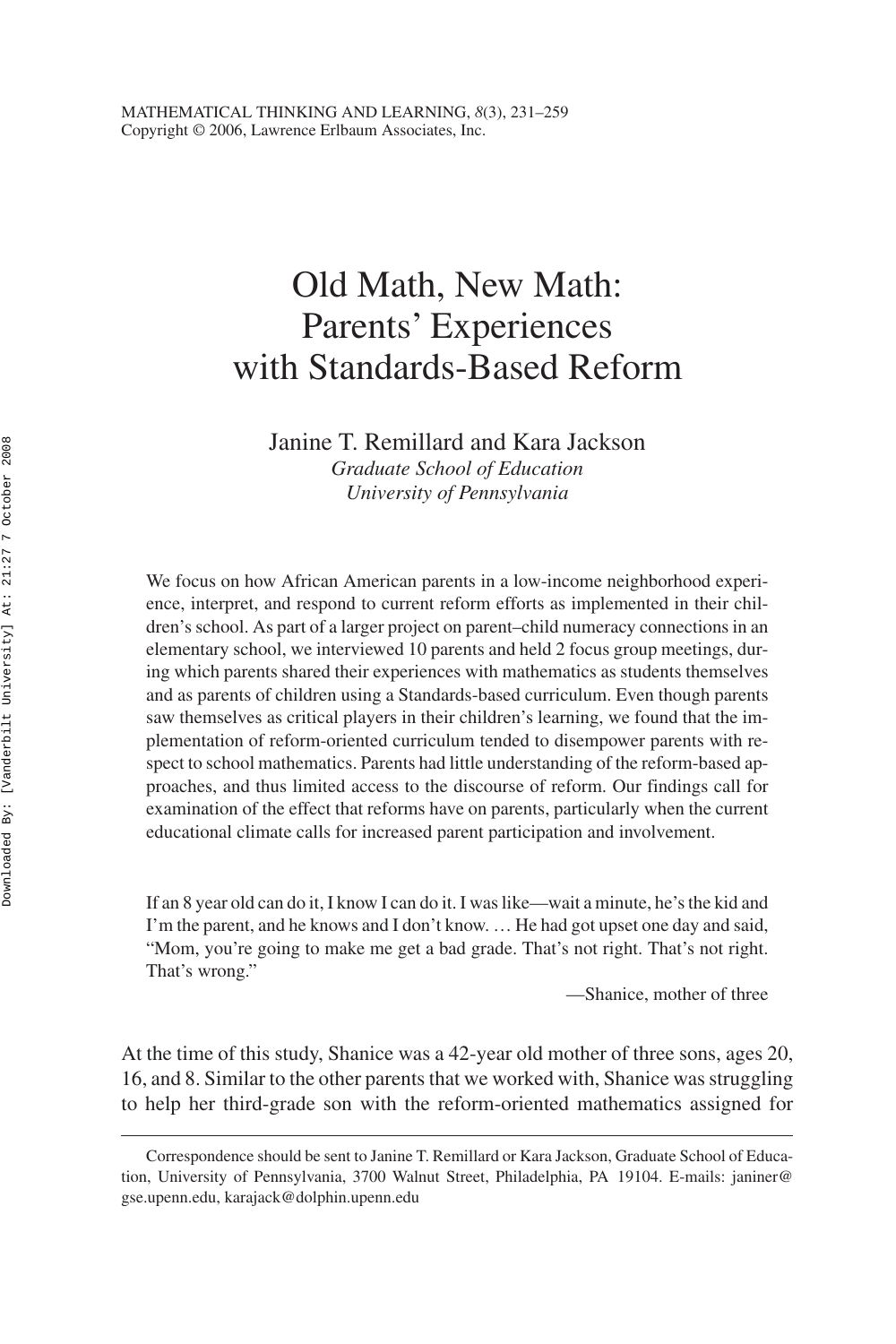# Old Math, New Math: Parents' Experiences with Standards-Based Reform

Janine T. Remillard and Kara Jackson
*Graduate School of Education*
*University of Pennsylvania*

We focus on how African American parents in a low-income neighborhood experience, interpret, and respond to current reform efforts as implemented in their children's school. As part of a larger project on parent–child numeracy connections in an elementary school, we interviewed 10 parents and held 2 focus group meetings, during which parents shared their experiences with mathematics as students themselves and as parents of children using a Standards-based curriculum. Even though parents saw themselves as critical players in their children's learning, we found that the implementation of reform-oriented curriculum tended to disempower parents with respect to school mathematics. Parents had little understanding of the reform-based approaches, and thus limited access to the discourse of reform. Our findings call for examination of the effect that reforms have on parents, particularly when the current educational climate calls for increased parent participation and involvement.

> If an 8 year old can do it, I know I can do it. I was like—wait a minute, he's the kid and I'm the parent, and he knows and I don't know. … He had got upset one day and said, "Mom, you're going to make me get a bad grade. That's not right. That's not right. That's wrong."
>
> —Shanice, mother of three

At the time of this study, Shanice was a 42-year old mother of three sons, ages 20, 16, and 8. Similar to the other parents that we worked with, Shanice was struggling to help her third-grade son with the reform-oriented mathematics assigned for

Correspondence should be sent to Janine T. Remillard or Kara Jackson, Graduate School of Education, University of Pennsylvania, 3700 Walnut Street, Philadelphia, PA 19104. E-mails: janiner@gse.upenn.edu, karajack@dolphin.upenn.edu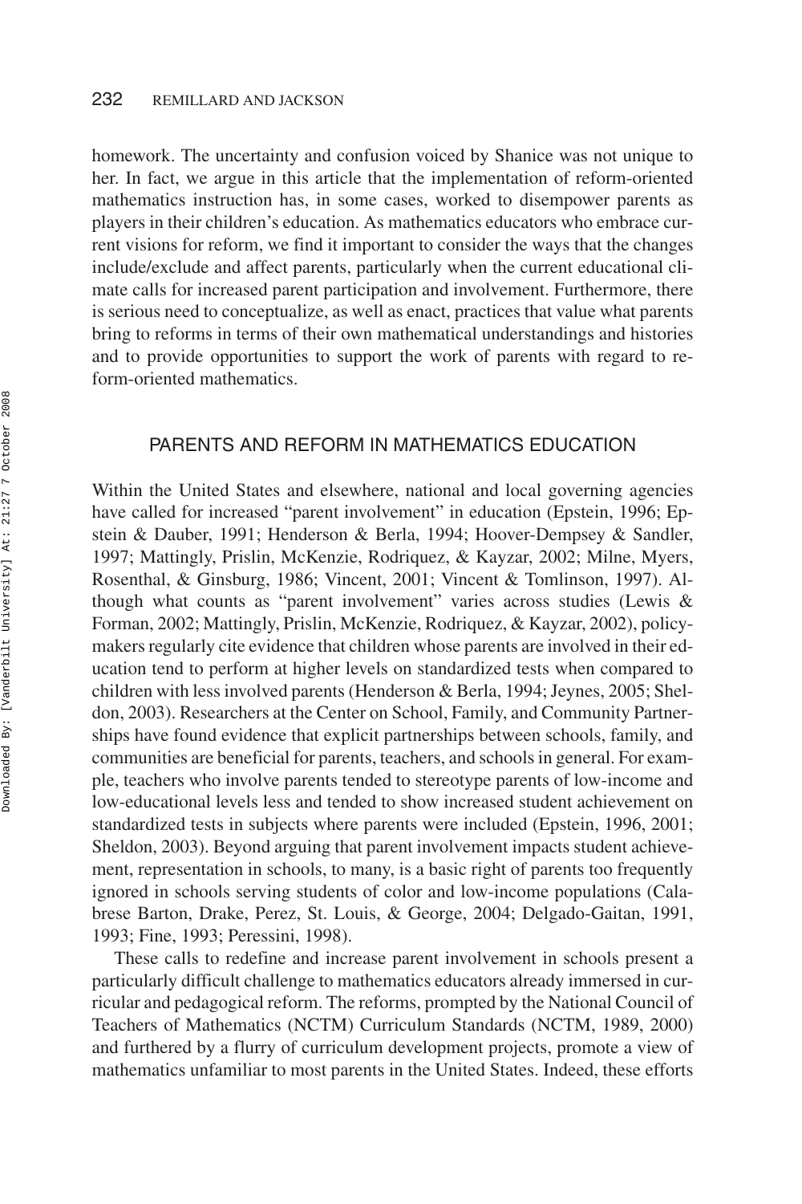homework. The uncertainty and confusion voiced by Shanice was not unique to her. In fact, we argue in this article that the implementation of reform-oriented mathematics instruction has, in some cases, worked to disempower parents as players in their children's education. As mathematics educators who embrace current visions for reform, we find it important to consider the ways that the changes include/exclude and affect parents, particularly when the current educational climate calls for increased parent participation and involvement. Furthermore, there is serious need to conceptualize, as well as enact, practices that value what parents bring to reforms in terms of their own mathematical understandings and histories and to provide opportunities to support the work of parents with regard to reform-oriented mathematics.

## PARENTS AND REFORM IN MATHEMATICS EDUCATION

Within the United States and elsewhere, national and local governing agencies have called for increased "parent involvement" in education (Epstein, 1996; Epstein & Dauber, 1991; Henderson & Berla, 1994; Hoover-Dempsey & Sandler, 1997; Mattingly, Prislin, McKenzie, Rodriquez, & Kayzar, 2002; Milne, Myers, Rosenthal, & Ginsburg, 1986; Vincent, 2001; Vincent & Tomlinson, 1997). Although what counts as "parent involvement" varies across studies (Lewis & Forman, 2002; Mattingly, Prislin, McKenzie, Rodriquez, & Kayzar, 2002), policymakers regularly cite evidence that children whose parents are involved in their education tend to perform at higher levels on standardized tests when compared to children with less involved parents (Henderson & Berla, 1994; Jeynes, 2005; Sheldon, 2003). Researchers at the Center on School, Family, and Community Partnerships have found evidence that explicit partnerships between schools, family, and communities are beneficial for parents, teachers, and schools in general. For example, teachers who involve parents tended to stereotype parents of low-income and low-educational levels less and tended to show increased student achievement on standardized tests in subjects where parents were included (Epstein, 1996, 2001; Sheldon, 2003). Beyond arguing that parent involvement impacts student achievement, representation in schools, to many, is a basic right of parents too frequently ignored in schools serving students of color and low-income populations (Calabrese Barton, Drake, Perez, St. Louis, & George, 2004; Delgado-Gaitan, 1991, 1993; Fine, 1993; Peressini, 1998).

These calls to redefine and increase parent involvement in schools present a particularly difficult challenge to mathematics educators already immersed in curricular and pedagogical reform. The reforms, prompted by the National Council of Teachers of Mathematics (NCTM) Curriculum Standards (NCTM, 1989, 2000) and furthered by a flurry of curriculum development projects, promote a view of mathematics unfamiliar to most parents in the United States. Indeed, these efforts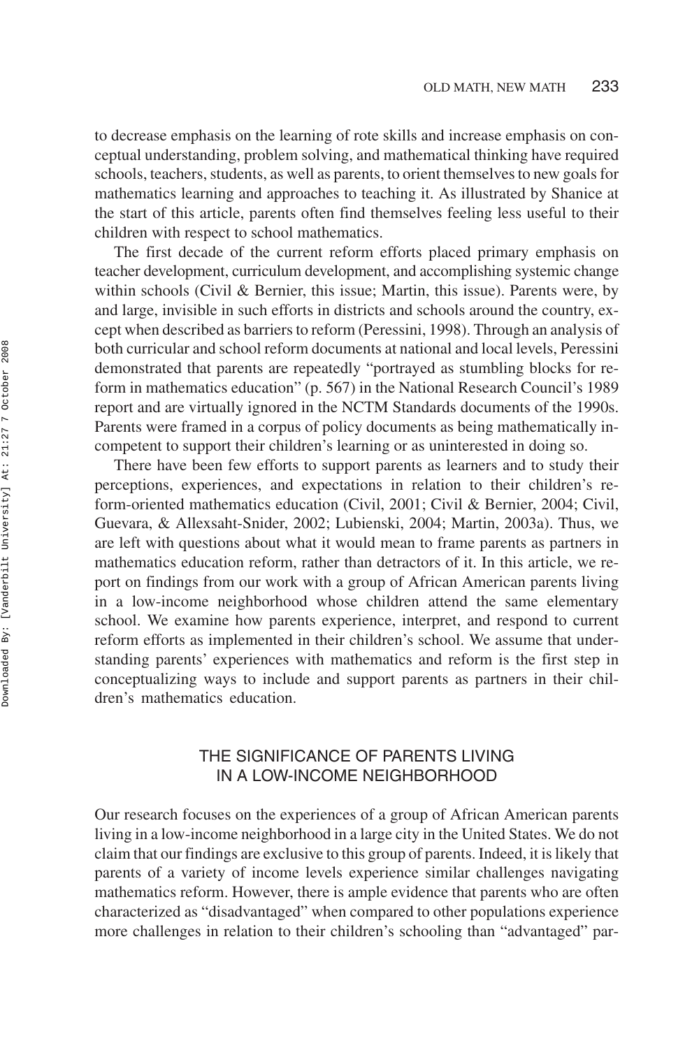to decrease emphasis on the learning of rote skills and increase emphasis on conceptual understanding, problem solving, and mathematical thinking have required schools, teachers, students, as well as parents, to orient themselves to new goals for mathematics learning and approaches to teaching it. As illustrated by Shanice at the start of this article, parents often find themselves feeling less useful to their children with respect to school mathematics.

The first decade of the current reform efforts placed primary emphasis on teacher development, curriculum development, and accomplishing systemic change within schools (Civil & Bernier, this issue; Martin, this issue). Parents were, by and large, invisible in such efforts in districts and schools around the country, except when described as barriers to reform (Peressini, 1998). Through an analysis of both curricular and school reform documents at national and local levels, Peressini demonstrated that parents are repeatedly "portrayed as stumbling blocks for reform in mathematics education" (p. 567) in the National Research Council's 1989 report and are virtually ignored in the NCTM Standards documents of the 1990s. Parents were framed in a corpus of policy documents as being mathematically incompetent to support their children's learning or as uninterested in doing so.

There have been few efforts to support parents as learners and to study their perceptions, experiences, and expectations in relation to their children's reform-oriented mathematics education (Civil, 2001; Civil & Bernier, 2004; Civil, Guevara, & Allexsaht-Snider, 2002; Lubienski, 2004; Martin, 2003a). Thus, we are left with questions about what it would mean to frame parents as partners in mathematics education reform, rather than detractors of it. In this article, we report on findings from our work with a group of African American parents living in a low-income neighborhood whose children attend the same elementary school. We examine how parents experience, interpret, and respond to current reform efforts as implemented in their children's school. We assume that understanding parents' experiences with mathematics and reform is the first step in conceptualizing ways to include and support parents as partners in their children's mathematics education.

## THE SIGNIFICANCE OF PARENTS LIVING IN A LOW-INCOME NEIGHBORHOOD

Our research focuses on the experiences of a group of African American parents living in a low-income neighborhood in a large city in the United States. We do not claim that our findings are exclusive to this group of parents. Indeed, it is likely that parents of a variety of income levels experience similar challenges navigating mathematics reform. However, there is ample evidence that parents who are often characterized as "disadvantaged" when compared to other populations experience more challenges in relation to their children's schooling than "advantaged" par-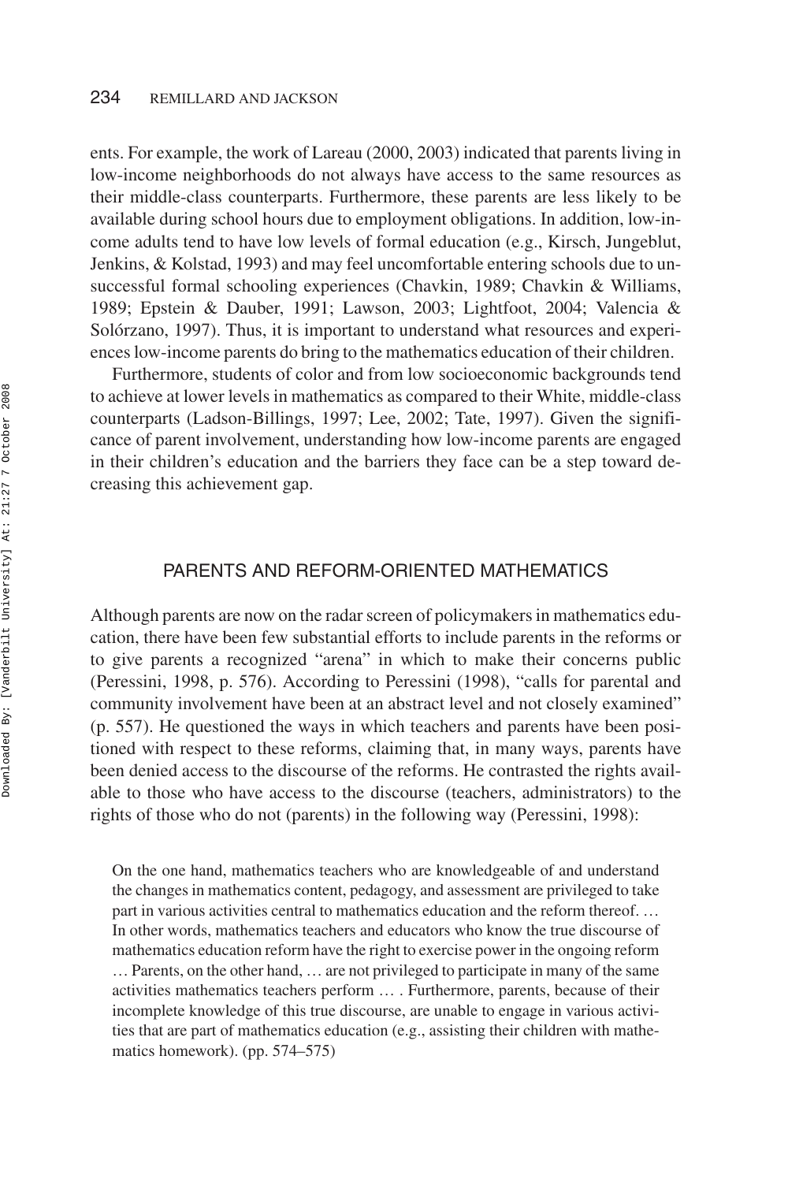ents. For example, the work of Lareau (2000, 2003) indicated that parents living in low-income neighborhoods do not always have access to the same resources as their middle-class counterparts. Furthermore, these parents are less likely to be available during school hours due to employment obligations. In addition, low-income adults tend to have low levels of formal education (e.g., Kirsch, Jungeblut, Jenkins, & Kolstad, 1993) and may feel uncomfortable entering schools due to unsuccessful formal schooling experiences (Chavkin, 1989; Chavkin & Williams, 1989; Epstein & Dauber, 1991; Lawson, 2003; Lightfoot, 2004; Valencia & Solórzano, 1997). Thus, it is important to understand what resources and experiences low-income parents do bring to the mathematics education of their children.

Furthermore, students of color and from low socioeconomic backgrounds tend to achieve at lower levels in mathematics as compared to their White, middle-class counterparts (Ladson-Billings, 1997; Lee, 2002; Tate, 1997). Given the significance of parent involvement, understanding how low-income parents are engaged in their children's education and the barriers they face can be a step toward decreasing this achievement gap.

## PARENTS AND REFORM-ORIENTED MATHEMATICS

Although parents are now on the radar screen of policymakers in mathematics education, there have been few substantial efforts to include parents in the reforms or to give parents a recognized "arena" in which to make their concerns public (Peressini, 1998, p. 576). According to Peressini (1998), "calls for parental and community involvement have been at an abstract level and not closely examined" (p. 557). He questioned the ways in which teachers and parents have been positioned with respect to these reforms, claiming that, in many ways, parents have been denied access to the discourse of the reforms. He contrasted the rights available to those who have access to the discourse (teachers, administrators) to the rights of those who do not (parents) in the following way (Peressini, 1998):

> On the one hand, mathematics teachers who are knowledgeable of and understand the changes in mathematics content, pedagogy, and assessment are privileged to take part in various activities central to mathematics education and the reform thereof. … In other words, mathematics teachers and educators who know the true discourse of mathematics education reform have the right to exercise power in the ongoing reform … Parents, on the other hand, … are not privileged to participate in many of the same activities mathematics teachers perform … . Furthermore, parents, because of their incomplete knowledge of this true discourse, are unable to engage in various activities that are part of mathematics education (e.g., assisting their children with mathematics homework). (pp. 574–575)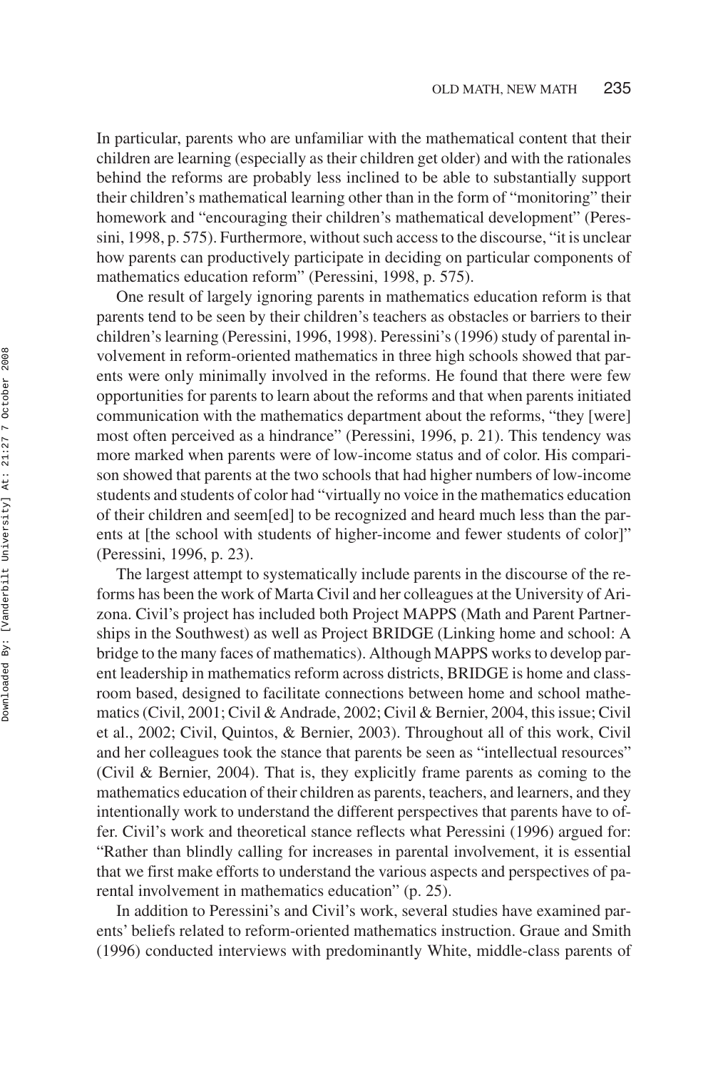In particular, parents who are unfamiliar with the mathematical content that their children are learning (especially as their children get older) and with the rationales behind the reforms are probably less inclined to be able to substantially support their children's mathematical learning other than in the form of "monitoring" their homework and "encouraging their children's mathematical development" (Peressini, 1998, p. 575). Furthermore, without such access to the discourse, "it is unclear how parents can productively participate in deciding on particular components of mathematics education reform" (Peressini, 1998, p. 575).

One result of largely ignoring parents in mathematics education reform is that parents tend to be seen by their children's teachers as obstacles or barriers to their children's learning (Peressini, 1996, 1998). Peressini's (1996) study of parental involvement in reform-oriented mathematics in three high schools showed that parents were only minimally involved in the reforms. He found that there were few opportunities for parents to learn about the reforms and that when parents initiated communication with the mathematics department about the reforms, "they [were] most often perceived as a hindrance" (Peressini, 1996, p. 21). This tendency was more marked when parents were of low-income status and of color. His comparison showed that parents at the two schools that had higher numbers of low-income students and students of color had "virtually no voice in the mathematics education of their children and seem[ed] to be recognized and heard much less than the parents at [the school with students of higher-income and fewer students of color]" (Peressini, 1996, p. 23).

The largest attempt to systematically include parents in the discourse of the reforms has been the work of Marta Civil and her colleagues at the University of Arizona. Civil's project has included both Project MAPPS (Math and Parent Partnerships in the Southwest) as well as Project BRIDGE (Linking home and school: A bridge to the many faces of mathematics). Although MAPPS works to develop parent leadership in mathematics reform across districts, BRIDGE is home and classroom based, designed to facilitate connections between home and school mathematics (Civil, 2001; Civil & Andrade, 2002; Civil & Bernier, 2004, this issue; Civil et al., 2002; Civil, Quintos, & Bernier, 2003). Throughout all of this work, Civil and her colleagues took the stance that parents be seen as "intellectual resources" (Civil & Bernier, 2004). That is, they explicitly frame parents as coming to the mathematics education of their children as parents, teachers, and learners, and they intentionally work to understand the different perspectives that parents have to offer. Civil's work and theoretical stance reflects what Peressini (1996) argued for: "Rather than blindly calling for increases in parental involvement, it is essential that we first make efforts to understand the various aspects and perspectives of parental involvement in mathematics education" (p. 25).

In addition to Peressini's and Civil's work, several studies have examined parents' beliefs related to reform-oriented mathematics instruction. Graue and Smith (1996) conducted interviews with predominantly White, middle-class parents of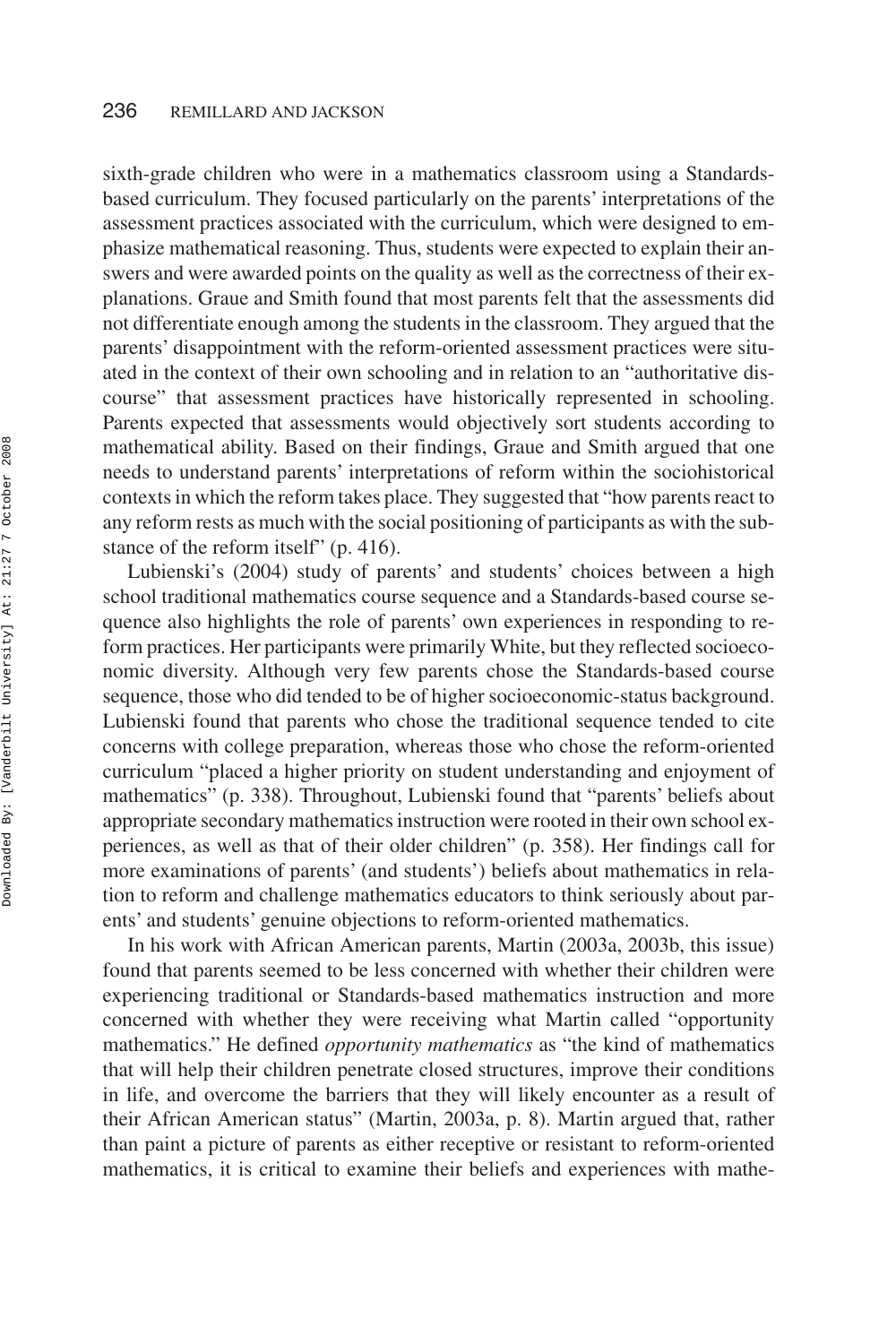sixth-grade children who were in a mathematics classroom using a Standards-based curriculum. They focused particularly on the parents' interpretations of the assessment practices associated with the curriculum, which were designed to emphasize mathematical reasoning. Thus, students were expected to explain their answers and were awarded points on the quality as well as the correctness of their explanations. Graue and Smith found that most parents felt that the assessments did not differentiate enough among the students in the classroom. They argued that the parents' disappointment with the reform-oriented assessment practices were situated in the context of their own schooling and in relation to an "authoritative discourse" that assessment practices have historically represented in schooling. Parents expected that assessments would objectively sort students according to mathematical ability. Based on their findings, Graue and Smith argued that one needs to understand parents' interpretations of reform within the sociohistorical contexts in which the reform takes place. They suggested that "how parents react to any reform rests as much with the social positioning of participants as with the substance of the reform itself" (p. 416).

Lubienski's (2004) study of parents' and students' choices between a high school traditional mathematics course sequence and a Standards-based course sequence also highlights the role of parents' own experiences in responding to reform practices. Her participants were primarily White, but they reflected socioeconomic diversity. Although very few parents chose the Standards-based course sequence, those who did tended to be of higher socioeconomic-status background. Lubienski found that parents who chose the traditional sequence tended to cite concerns with college preparation, whereas those who chose the reform-oriented curriculum "placed a higher priority on student understanding and enjoyment of mathematics" (p. 338). Throughout, Lubienski found that "parents' beliefs about appropriate secondary mathematics instruction were rooted in their own school experiences, as well as that of their older children" (p. 358). Her findings call for more examinations of parents' (and students') beliefs about mathematics in relation to reform and challenge mathematics educators to think seriously about parents' and students' genuine objections to reform-oriented mathematics.

In his work with African American parents, Martin (2003a, 2003b, this issue) found that parents seemed to be less concerned with whether their children were experiencing traditional or Standards-based mathematics instruction and more concerned with whether they were receiving what Martin called "opportunity mathematics." He defined *opportunity mathematics* as "the kind of mathematics that will help their children penetrate closed structures, improve their conditions in life, and overcome the barriers that they will likely encounter as a result of their African American status" (Martin, 2003a, p. 8). Martin argued that, rather than paint a picture of parents as either receptive or resistant to reform-oriented mathematics, it is critical to examine their beliefs and experiences with mathe-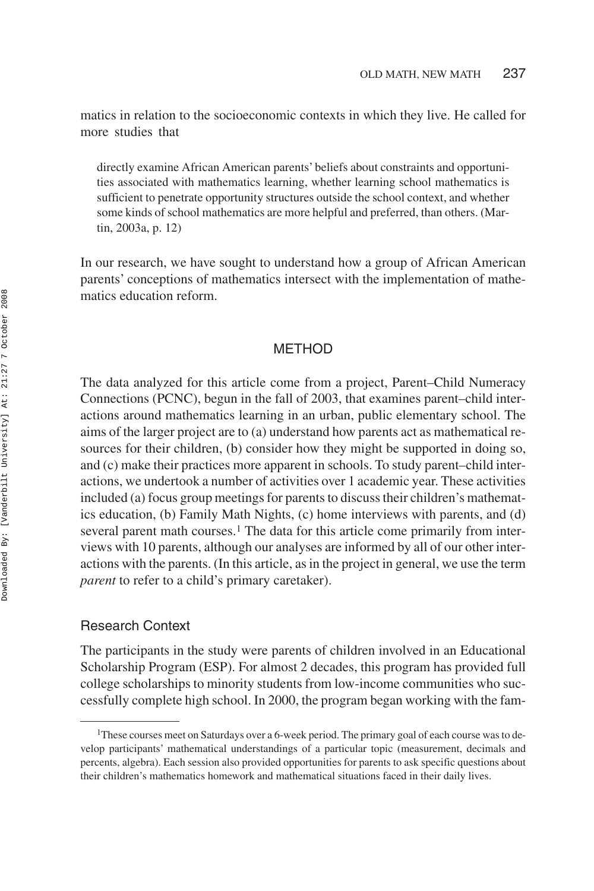matics in relation to the socioeconomic contexts in which they live. He called for more studies that

> directly examine African American parents' beliefs about constraints and opportunities associated with mathematics learning, whether learning school mathematics is sufficient to penetrate opportunity structures outside the school context, and whether some kinds of school mathematics are more helpful and preferred, than others. (Martin, 2003a, p. 12)

In our research, we have sought to understand how a group of African American parents' conceptions of mathematics intersect with the implementation of mathematics education reform.

## METHOD

The data analyzed for this article come from a project, Parent–Child Numeracy Connections (PCNC), begun in the fall of 2003, that examines parent–child interactions around mathematics learning in an urban, public elementary school. The aims of the larger project are to (a) understand how parents act as mathematical resources for their children, (b) consider how they might be supported in doing so, and (c) make their practices more apparent in schools. To study parent–child interactions, we undertook a number of activities over 1 academic year. These activities included (a) focus group meetings for parents to discuss their children's mathematics education, (b) Family Math Nights, (c) home interviews with parents, and (d) several parent math courses.[1] The data for this article come primarily from interviews with 10 parents, although our analyses are informed by all of our other interactions with the parents. (In this article, as in the project in general, we use the term *parent* to refer to a child's primary caretaker).

### Research Context

The participants in the study were parents of children involved in an Educational Scholarship Program (ESP). For almost 2 decades, this program has provided full college scholarships to minority students from low-income communities who successfully complete high school. In 2000, the program began working with the fam-

[1] These courses meet on Saturdays over a 6-week period. The primary goal of each course was to develop participants' mathematical understandings of a particular topic (measurement, decimals and percents, algebra). Each session also provided opportunities for parents to ask specific questions about their children's mathematics homework and mathematical situations faced in their daily lives.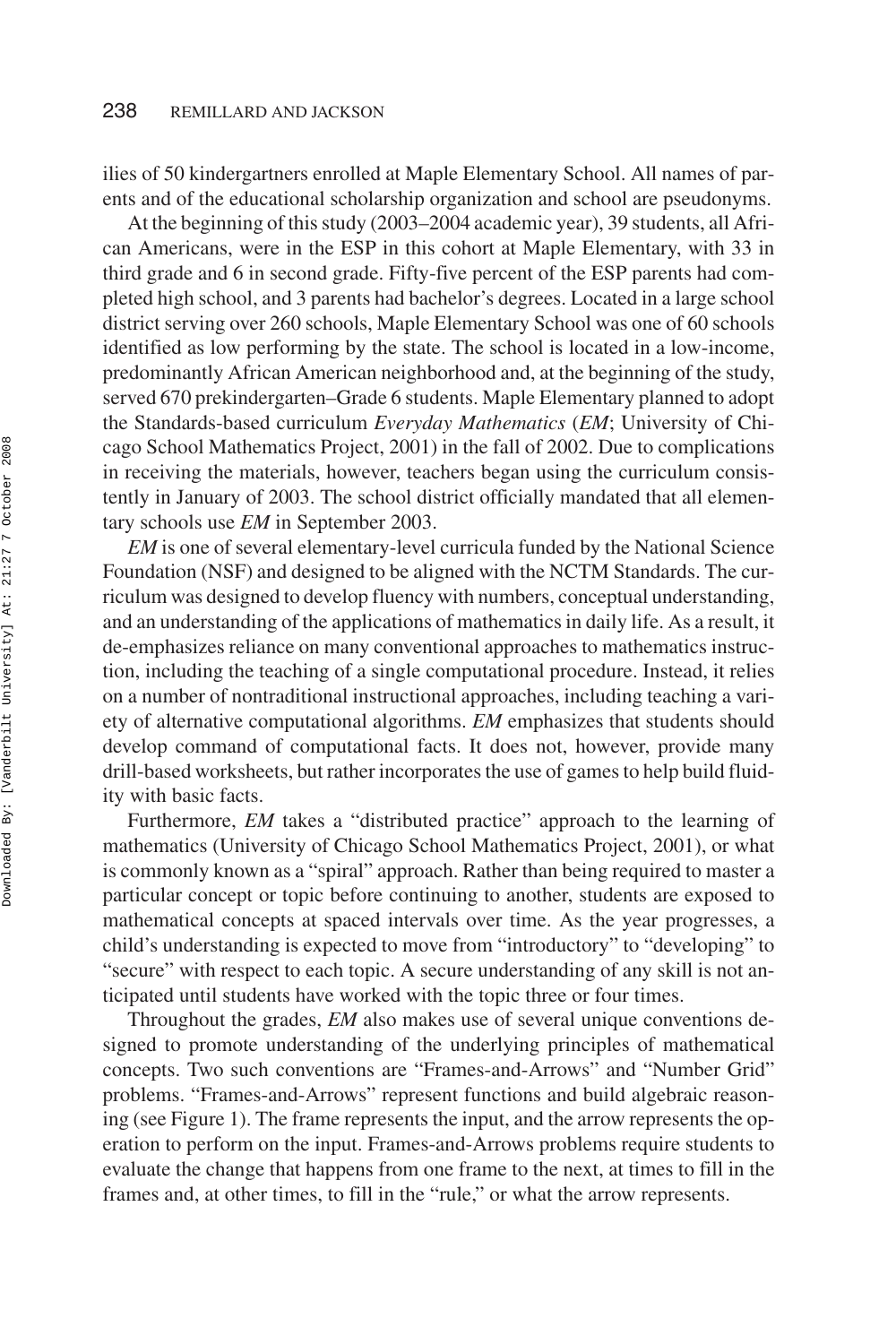ilies of 50 kindergartners enrolled at Maple Elementary School. All names of parents and of the educational scholarship organization and school are pseudonyms.

At the beginning of this study (2003–2004 academic year), 39 students, all African Americans, were in the ESP in this cohort at Maple Elementary, with 33 in third grade and 6 in second grade. Fifty-five percent of the ESP parents had completed high school, and 3 parents had bachelor's degrees. Located in a large school district serving over 260 schools, Maple Elementary School was one of 60 schools identified as low performing by the state. The school is located in a low-income, predominantly African American neighborhood and, at the beginning of the study, served 670 prekindergarten–Grade 6 students. Maple Elementary planned to adopt the Standards-based curriculum *Everyday Mathematics* (*EM*; University of Chicago School Mathematics Project, 2001) in the fall of 2002. Due to complications in receiving the materials, however, teachers began using the curriculum consistently in January of 2003. The school district officially mandated that all elementary schools use *EM* in September 2003.

*EM* is one of several elementary-level curricula funded by the National Science Foundation (NSF) and designed to be aligned with the NCTM Standards. The curriculum was designed to develop fluency with numbers, conceptual understanding, and an understanding of the applications of mathematics in daily life. As a result, it de-emphasizes reliance on many conventional approaches to mathematics instruction, including the teaching of a single computational procedure. Instead, it relies on a number of nontraditional instructional approaches, including teaching a variety of alternative computational algorithms. *EM* emphasizes that students should develop command of computational facts. It does not, however, provide many drill-based worksheets, but rather incorporates the use of games to help build fluidity with basic facts.

Furthermore, *EM* takes a "distributed practice" approach to the learning of mathematics (University of Chicago School Mathematics Project, 2001), or what is commonly known as a "spiral" approach. Rather than being required to master a particular concept or topic before continuing to another, students are exposed to mathematical concepts at spaced intervals over time. As the year progresses, a child's understanding is expected to move from "introductory" to "developing" to "secure" with respect to each topic. A secure understanding of any skill is not anticipated until students have worked with the topic three or four times.

Throughout the grades, *EM* also makes use of several unique conventions designed to promote understanding of the underlying principles of mathematical concepts. Two such conventions are "Frames-and-Arrows" and "Number Grid" problems. "Frames-and-Arrows" represent functions and build algebraic reasoning (see Figure 1). The frame represents the input, and the arrow represents the operation to perform on the input. Frames-and-Arrows problems require students to evaluate the change that happens from one frame to the next, at times to fill in the frames and, at other times, to fill in the "rule," or what the arrow represents.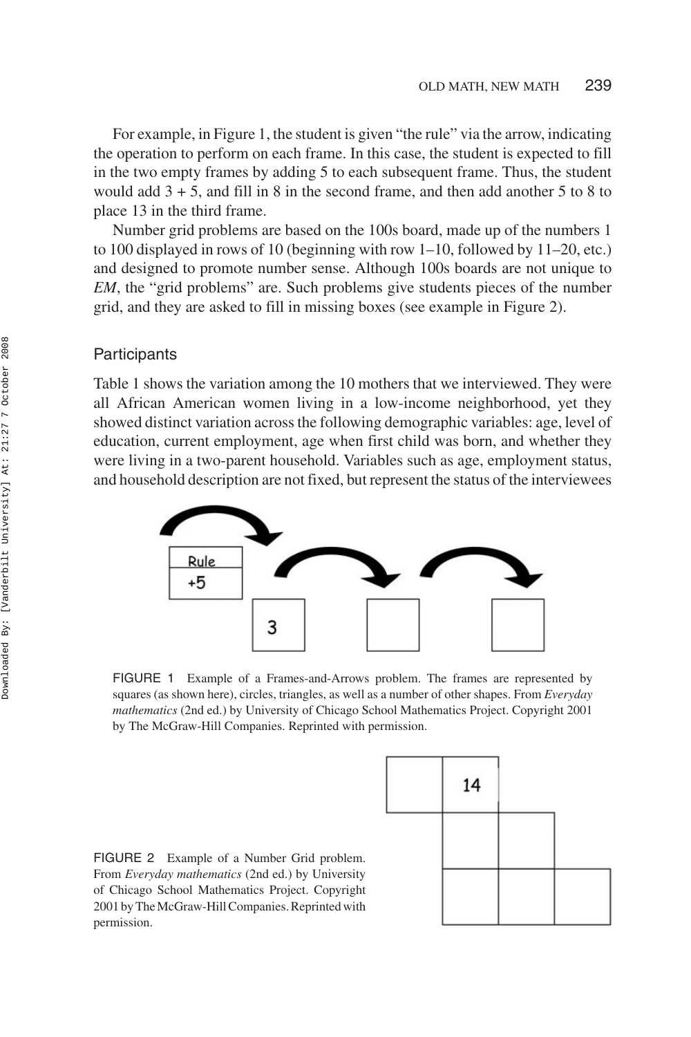For example, in Figure 1, the student is given "the rule" via the arrow, indicating the operation to perform on each frame. In this case, the student is expected to fill in the two empty frames by adding 5 to each subsequent frame. Thus, the student would add 3 + 5, and fill in 8 in the second frame, and then add another 5 to 8 to place 13 in the third frame.

Number grid problems are based on the 100s board, made up of the numbers 1 to 100 displayed in rows of 10 (beginning with row 1–10, followed by 11–20, etc.) and designed to promote number sense. Although 100s boards are not unique to *EM*, the "grid problems" are. Such problems give students pieces of the number grid, and they are asked to fill in missing boxes (see example in Figure 2).

### Participants

Table 1 shows the variation among the 10 mothers that we interviewed. They were all African American women living in a low-income neighborhood, yet they showed distinct variation across the following demographic variables: age, level of education, current employment, age when first child was born, and whether they were living in a two-parent household. Variables such as age, employment status, and household description are not fixed, but represent the status of the interviewees

FIGURE 1 Example of a Frames-and-Arrows problem. The frames are represented by squares (as shown here), circles, triangles, as well as a number of other shapes. From *Everyday mathematics* (2nd ed.) by University of Chicago School Mathematics Project. Copyright 2001 by The McGraw-Hill Companies. Reprinted with permission.

FIGURE 2 Example of a Number Grid problem. From *Everyday mathematics* (2nd ed.) by University of Chicago School Mathematics Project. Copyright 2001 by The McGraw-Hill Companies. Reprinted with permission.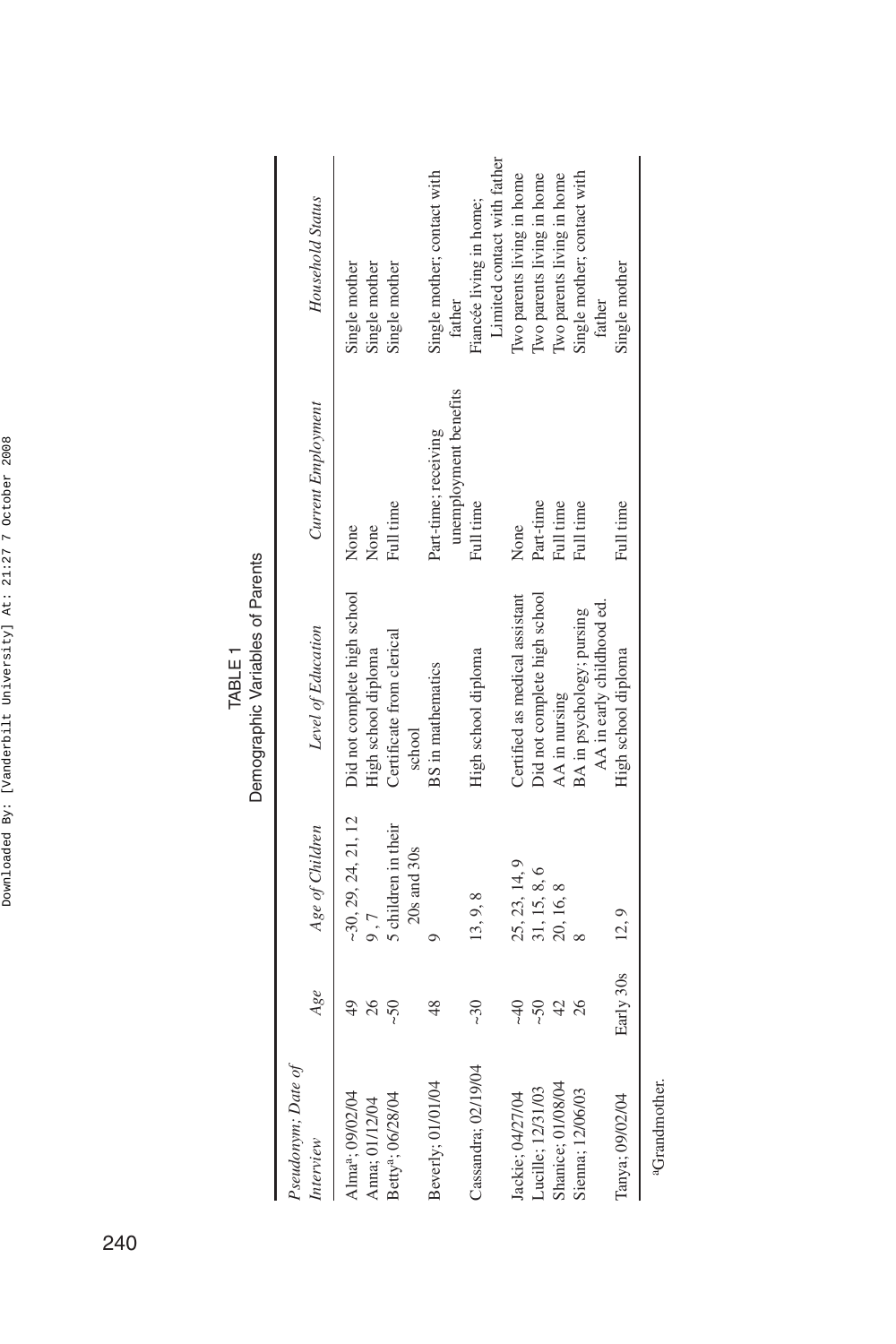TABLE 1
Demographic Variables of Parents

| *Pseudonym; Date of Interview* | *Age* | *Age of Children* | *Level of Education* | *Current Employment* | *Household Status* |
|---|---|---|---|---|---|
| Alma[a]; 09/02/04 | 49 | ~30, 29, 24, 21, 12 | Did not complete high school | None | Single mother |
| Anna; 01/12/04 | 26 | 9, 7 | High school diploma | None | Single mother |
| Betty[a]; 06/28/04 | ~50 | 5 children in their 20s and 30s | Certificate from clerical school | Full time | Single mother |
| Beverly; 01/01/04 | 48 | 9 | BS in mathematics | Part-time; receiving unemployment benefits | Single mother; contact with father |
| Cassandra; 02/19/04 | ~30 | 13, 9, 8 | High school diploma | Full time | Fiancée living in home; Limited contact with father |
| Jackie; 04/27/04 | ~40 | 25, 23, 14, 9 | Certified as medical assistant | None | Two parents living in home |
| Lucille; 12/31/03 | ~50 | 31, 15, 8, 6 | Did not complete high school | Part-time | Two parents living in home |
| Shanice; 01/08/04 | 42 | 20, 16, 8 | AA in nursing | Full time | Two parents living in home |
| Sienna; 12/06/03 | 26 | 8 | BA in psychology; pursing AA in early childhood ed. | Full time | Single mother; contact with father |
| Tanya; 09/02/04 | Early 30s | 12, 9 | High school diploma | Full time | Single mother |

[a]Grandmother.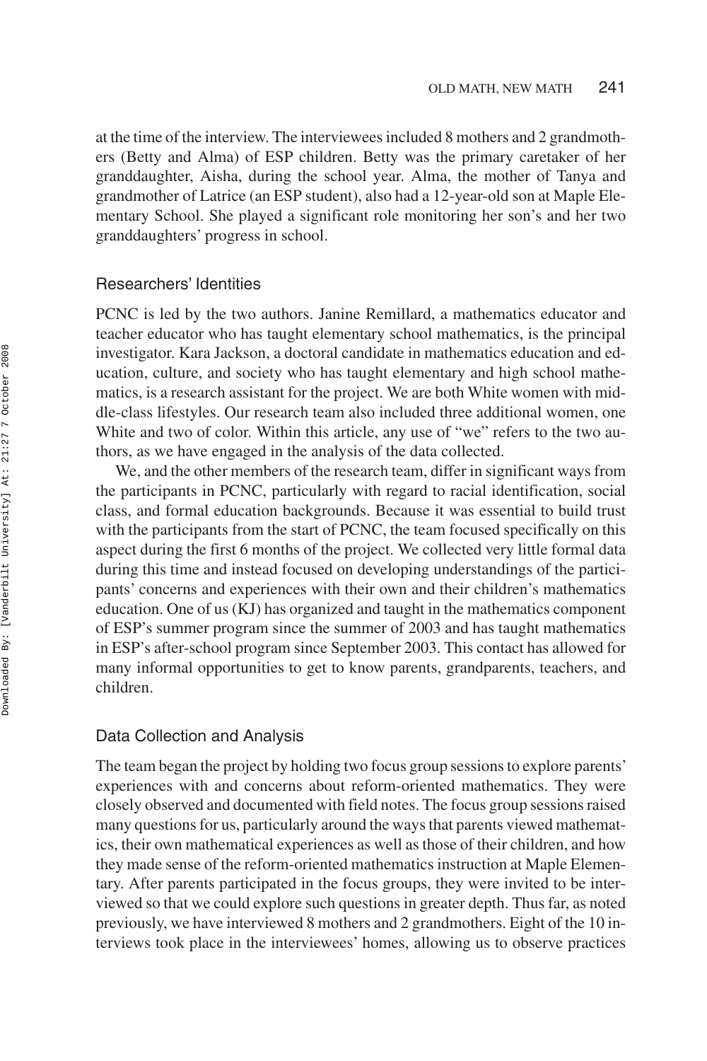at the time of the interview. The interviewees included 8 mothers and 2 grandmothers (Betty and Alma) of ESP children. Betty was the primary caretaker of her granddaughter, Aisha, during the school year. Alma, the mother of Tanya and grandmother of Latrice (an ESP student), also had a 12-year-old son at Maple Elementary School. She played a significant role monitoring her son's and her two granddaughters' progress in school.

### Researchers' Identities

PCNC is led by the two authors. Janine Remillard, a mathematics educator and teacher educator who has taught elementary school mathematics, is the principal investigator. Kara Jackson, a doctoral candidate in mathematics education and education, culture, and society who has taught elementary and high school mathematics, is a research assistant for the project. We are both White women with middle-class lifestyles. Our research team also included three additional women, one White and two of color. Within this article, any use of "we" refers to the two authors, as we have engaged in the analysis of the data collected.

We, and the other members of the research team, differ in significant ways from the participants in PCNC, particularly with regard to racial identification, social class, and formal education backgrounds. Because it was essential to build trust with the participants from the start of PCNC, the team focused specifically on this aspect during the first 6 months of the project. We collected very little formal data during this time and instead focused on developing understandings of the participants' concerns and experiences with their own and their children's mathematics education. One of us (KJ) has organized and taught in the mathematics component of ESP's summer program since the summer of 2003 and has taught mathematics in ESP's after-school program since September 2003. This contact has allowed for many informal opportunities to get to know parents, grandparents, teachers, and children.

### Data Collection and Analysis

The team began the project by holding two focus group sessions to explore parents' experiences with and concerns about reform-oriented mathematics. They were closely observed and documented with field notes. The focus group sessions raised many questions for us, particularly around the ways that parents viewed mathematics, their own mathematical experiences as well as those of their children, and how they made sense of the reform-oriented mathematics instruction at Maple Elementary. After parents participated in the focus groups, they were invited to be interviewed so that we could explore such questions in greater depth. Thus far, as noted previously, we have interviewed 8 mothers and 2 grandmothers. Eight of the 10 interviews took place in the interviewees' homes, allowing us to observe practices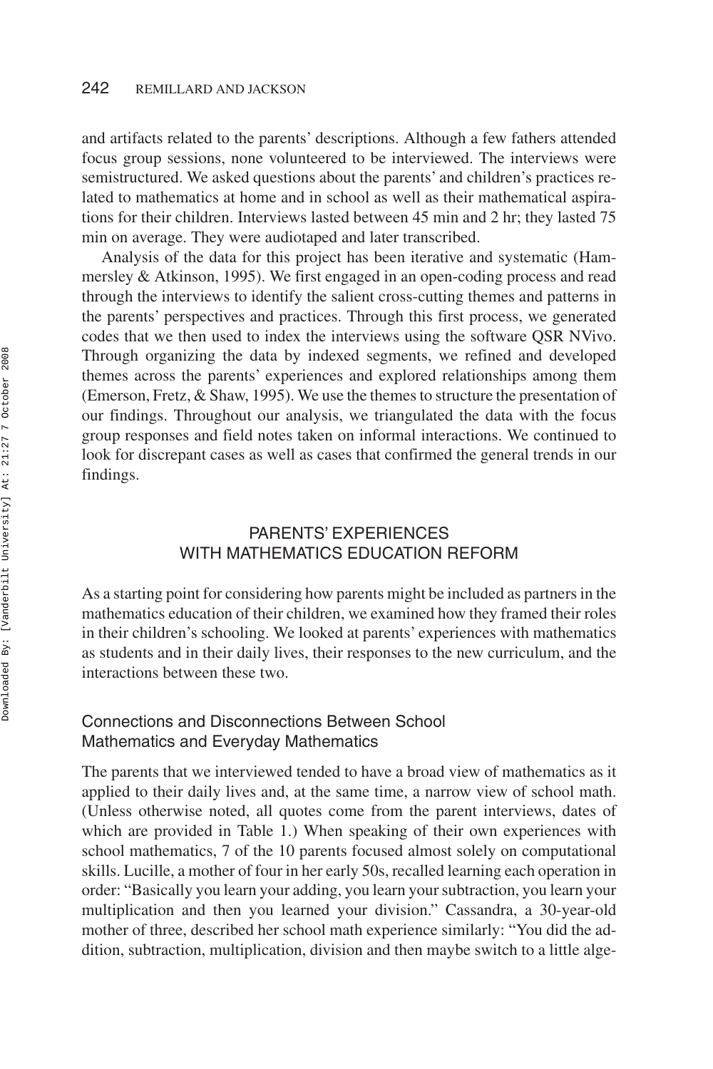and artifacts related to the parents' descriptions. Although a few fathers attended focus group sessions, none volunteered to be interviewed. The interviews were semistructured. We asked questions about the parents' and children's practices related to mathematics at home and in school as well as their mathematical aspirations for their children. Interviews lasted between 45 min and 2 hr; they lasted 75 min on average. They were audiotaped and later transcribed.

Analysis of the data for this project has been iterative and systematic (Hammersley & Atkinson, 1995). We first engaged in an open-coding process and read through the interviews to identify the salient cross-cutting themes and patterns in the parents' perspectives and practices. Through this first process, we generated codes that we then used to index the interviews using the software QSR NVivo. Through organizing the data by indexed segments, we refined and developed themes across the parents' experiences and explored relationships among them (Emerson, Fretz, & Shaw, 1995). We use the themes to structure the presentation of our findings. Throughout our analysis, we triangulated the data with the focus group responses and field notes taken on informal interactions. We continued to look for discrepant cases as well as cases that confirmed the general trends in our findings.

## PARENTS' EXPERIENCES WITH MATHEMATICS EDUCATION REFORM

As a starting point for considering how parents might be included as partners in the mathematics education of their children, we examined how they framed their roles in their children's schooling. We looked at parents' experiences with mathematics as students and in their daily lives, their responses to the new curriculum, and the interactions between these two.

### Connections and Disconnections Between School Mathematics and Everyday Mathematics

The parents that we interviewed tended to have a broad view of mathematics as it applied to their daily lives and, at the same time, a narrow view of school math. (Unless otherwise noted, all quotes come from the parent interviews, dates of which are provided in Table 1.) When speaking of their own experiences with school mathematics, 7 of the 10 parents focused almost solely on computational skills. Lucille, a mother of four in her early 50s, recalled learning each operation in order: "Basically you learn your adding, you learn your subtraction, you learn your multiplication and then you learned your division." Cassandra, a 30-year-old mother of three, described her school math experience similarly: "You did the addition, subtraction, multiplication, division and then maybe switch to a little alge-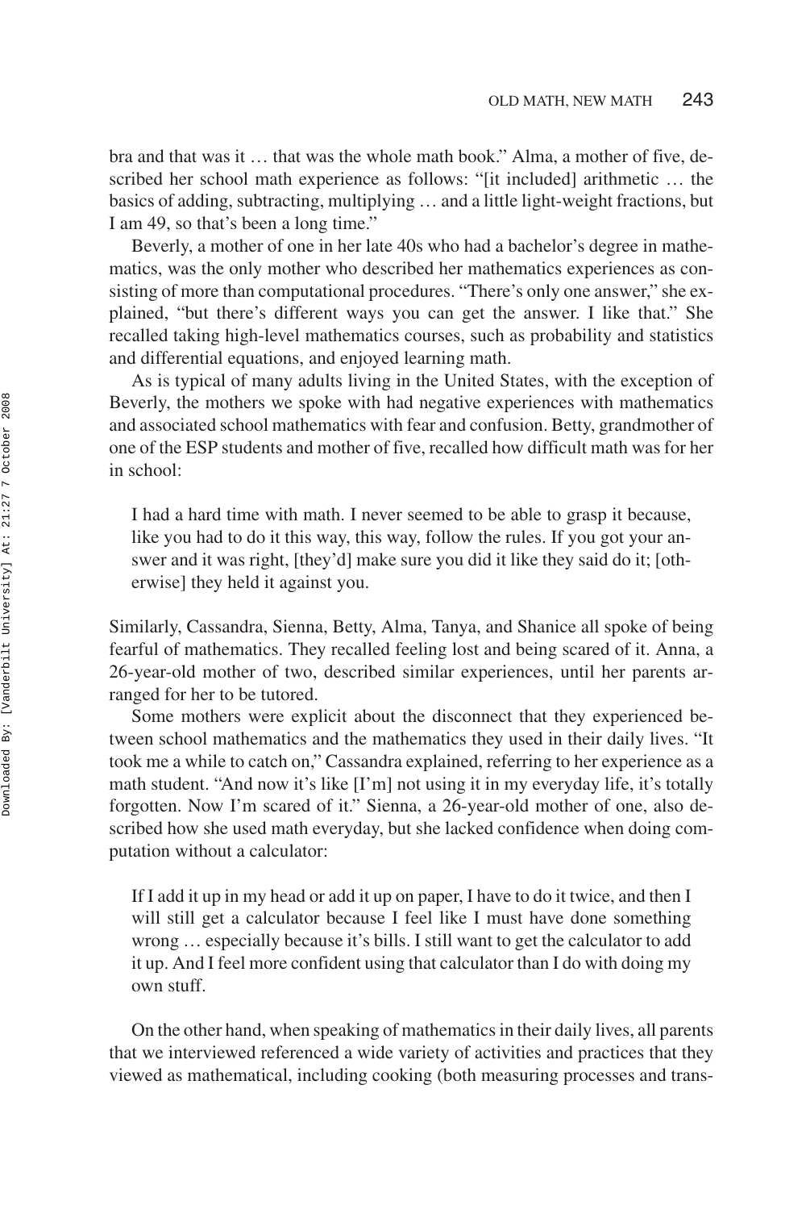bra and that was it … that was the whole math book." Alma, a mother of five, described her school math experience as follows: "[it included] arithmetic … the basics of adding, subtracting, multiplying … and a little light-weight fractions, but I am 49, so that's been a long time."

Beverly, a mother of one in her late 40s who had a bachelor's degree in mathematics, was the only mother who described her mathematics experiences as consisting of more than computational procedures. "There's only one answer," she explained, "but there's different ways you can get the answer. I like that." She recalled taking high-level mathematics courses, such as probability and statistics and differential equations, and enjoyed learning math.

As is typical of many adults living in the United States, with the exception of Beverly, the mothers we spoke with had negative experiences with mathematics and associated school mathematics with fear and confusion. Betty, grandmother of one of the ESP students and mother of five, recalled how difficult math was for her in school:

> I had a hard time with math. I never seemed to be able to grasp it because, like you had to do it this way, this way, follow the rules. If you got your answer and it was right, [they'd] make sure you did it like they said do it; [otherwise] they held it against you.

Similarly, Cassandra, Sienna, Betty, Alma, Tanya, and Shanice all spoke of being fearful of mathematics. They recalled feeling lost and being scared of it. Anna, a 26-year-old mother of two, described similar experiences, until her parents arranged for her to be tutored.

Some mothers were explicit about the disconnect that they experienced between school mathematics and the mathematics they used in their daily lives. "It took me a while to catch on," Cassandra explained, referring to her experience as a math student. "And now it's like [I'm] not using it in my everyday life, it's totally forgotten. Now I'm scared of it." Sienna, a 26-year-old mother of one, also described how she used math everyday, but she lacked confidence when doing computation without a calculator:

> If I add it up in my head or add it up on paper, I have to do it twice, and then I will still get a calculator because I feel like I must have done something wrong … especially because it's bills. I still want to get the calculator to add it up. And I feel more confident using that calculator than I do with doing my own stuff.

On the other hand, when speaking of mathematics in their daily lives, all parents that we interviewed referenced a wide variety of activities and practices that they viewed as mathematical, including cooking (both measuring processes and trans-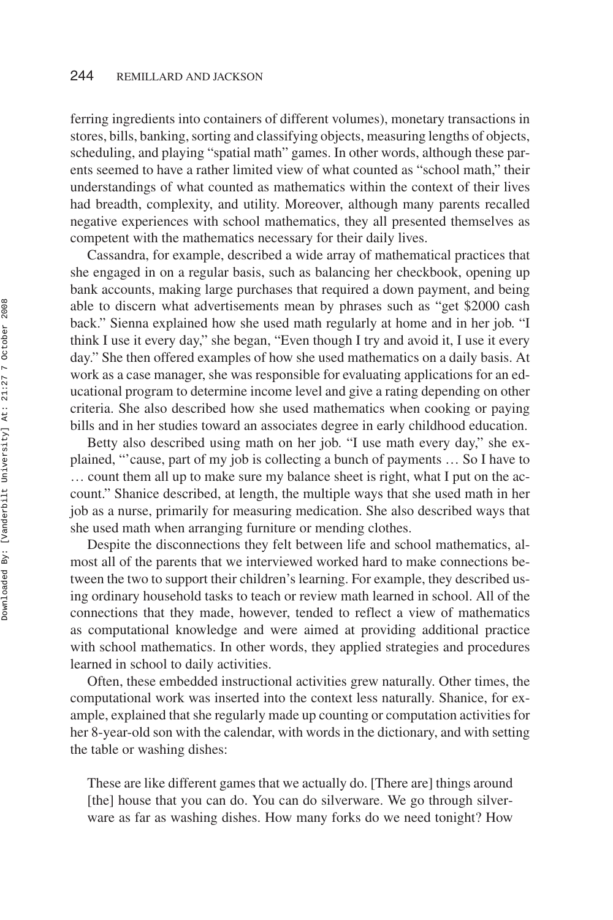ferring ingredients into containers of different volumes), monetary transactions in stores, bills, banking, sorting and classifying objects, measuring lengths of objects, scheduling, and playing "spatial math" games. In other words, although these parents seemed to have a rather limited view of what counted as "school math," their understandings of what counted as mathematics within the context of their lives had breadth, complexity, and utility. Moreover, although many parents recalled negative experiences with school mathematics, they all presented themselves as competent with the mathematics necessary for their daily lives.

Cassandra, for example, described a wide array of mathematical practices that she engaged in on a regular basis, such as balancing her checkbook, opening up bank accounts, making large purchases that required a down payment, and being able to discern what advertisements mean by phrases such as "get $2000 cash back." Sienna explained how she used math regularly at home and in her job. "I think I use it every day," she began, "Even though I try and avoid it, I use it every day." She then offered examples of how she used mathematics on a daily basis. At work as a case manager, she was responsible for evaluating applications for an educational program to determine income level and give a rating depending on other criteria. She also described how she used mathematics when cooking or paying bills and in her studies toward an associates degree in early childhood education.

Betty also described using math on her job. "I use math every day," she explained, "'cause, part of my job is collecting a bunch of payments … So I have to … count them all up to make sure my balance sheet is right, what I put on the account." Shanice described, at length, the multiple ways that she used math in her job as a nurse, primarily for measuring medication. She also described ways that she used math when arranging furniture or mending clothes.

Despite the disconnections they felt between life and school mathematics, almost all of the parents that we interviewed worked hard to make connections between the two to support their children's learning. For example, they described using ordinary household tasks to teach or review math learned in school. All of the connections that they made, however, tended to reflect a view of mathematics as computational knowledge and were aimed at providing additional practice with school mathematics. In other words, they applied strategies and procedures learned in school to daily activities.

Often, these embedded instructional activities grew naturally. Other times, the computational work was inserted into the context less naturally. Shanice, for example, explained that she regularly made up counting or computation activities for her 8-year-old son with the calendar, with words in the dictionary, and with setting the table or washing dishes:

> These are like different games that we actually do. [There are] things around [the] house that you can do. You can do silverware. We go through silverware as far as washing dishes. How many forks do we need tonight? How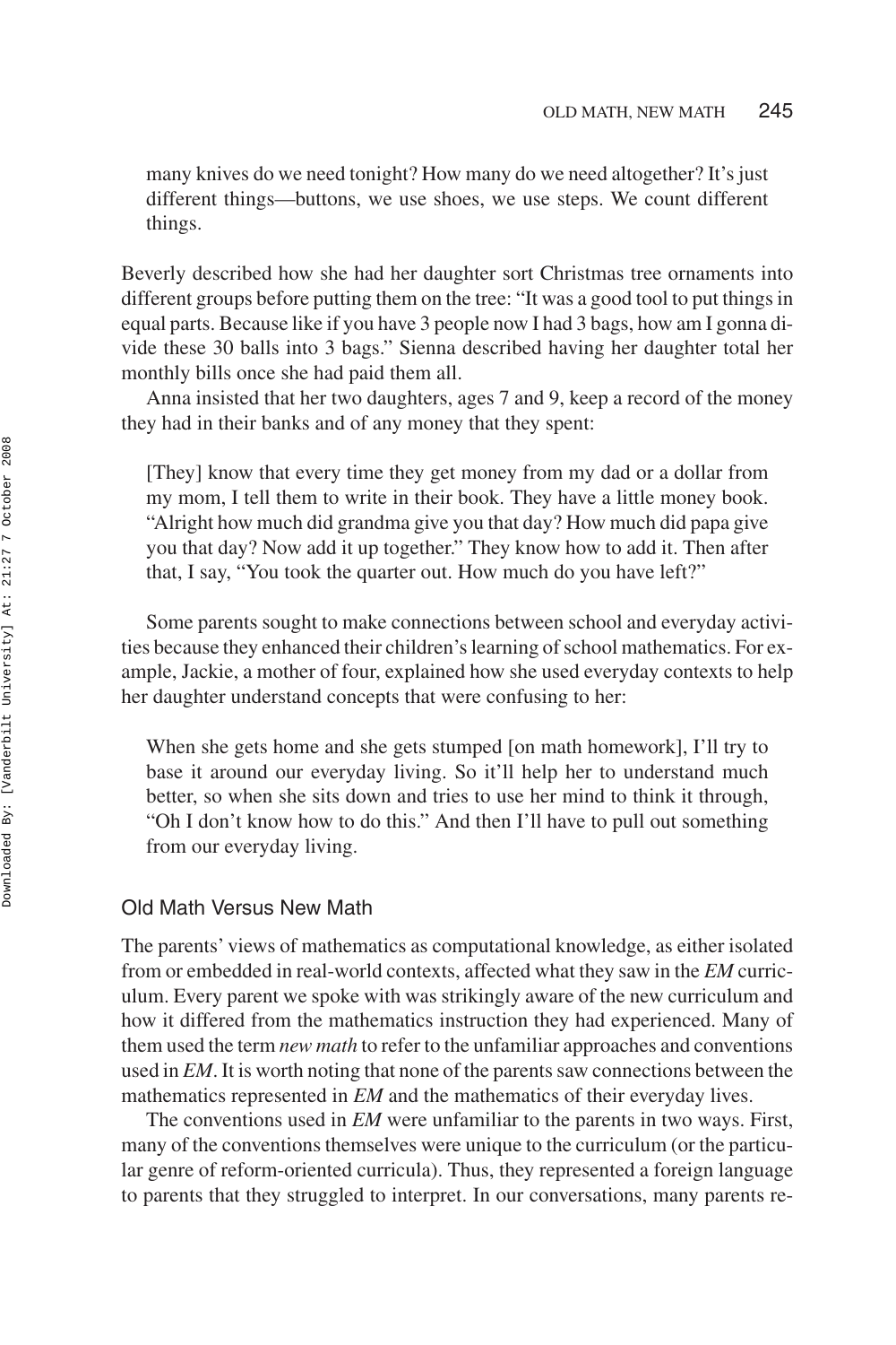many knives do we need tonight? How many do we need altogether? It's just different things—buttons, we use shoes, we use steps. We count different things.

Beverly described how she had her daughter sort Christmas tree ornaments into different groups before putting them on the tree: "It was a good tool to put things in equal parts. Because like if you have 3 people now I had 3 bags, how am I gonna divide these 30 balls into 3 bags." Sienna described having her daughter total her monthly bills once she had paid them all.

Anna insisted that her two daughters, ages 7 and 9, keep a record of the money they had in their banks and of any money that they spent:

> [They] know that every time they get money from my dad or a dollar from my mom, I tell them to write in their book. They have a little money book. "Alright how much did grandma give you that day? How much did papa give you that day? Now add it up together." They know how to add it. Then after that, I say, "You took the quarter out. How much do you have left?"

Some parents sought to make connections between school and everyday activities because they enhanced their children's learning of school mathematics. For example, Jackie, a mother of four, explained how she used everyday contexts to help her daughter understand concepts that were confusing to her:

> When she gets home and she gets stumped [on math homework], I'll try to base it around our everyday living. So it'll help her to understand much better, so when she sits down and tries to use her mind to think it through, "Oh I don't know how to do this." And then I'll have to pull out something from our everyday living.

## Old Math Versus New Math

The parents' views of mathematics as computational knowledge, as either isolated from or embedded in real-world contexts, affected what they saw in the *EM* curriculum. Every parent we spoke with was strikingly aware of the new curriculum and how it differed from the mathematics instruction they had experienced. Many of them used the term *new math* to refer to the unfamiliar approaches and conventions used in *EM*. It is worth noting that none of the parents saw connections between the mathematics represented in *EM* and the mathematics of their everyday lives.

The conventions used in *EM* were unfamiliar to the parents in two ways. First, many of the conventions themselves were unique to the curriculum (or the particular genre of reform-oriented curricula). Thus, they represented a foreign language to parents that they struggled to interpret. In our conversations, many parents re-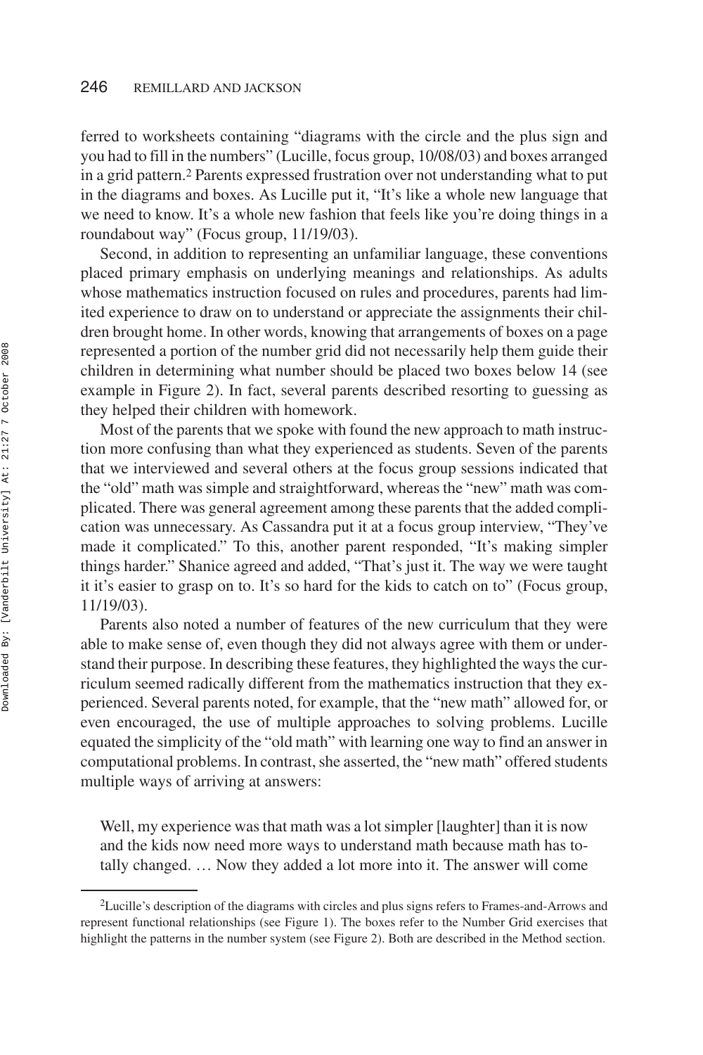ferred to worksheets containing "diagrams with the circle and the plus sign and you had to fill in the numbers" (Lucille, focus group, 10/08/03) and boxes arranged in a grid pattern.[2] Parents expressed frustration over not understanding what to put in the diagrams and boxes. As Lucille put it, "It's like a whole new language that we need to know. It's a whole new fashion that feels like you're doing things in a roundabout way" (Focus group, 11/19/03).

Second, in addition to representing an unfamiliar language, these conventions placed primary emphasis on underlying meanings and relationships. As adults whose mathematics instruction focused on rules and procedures, parents had limited experience to draw on to understand or appreciate the assignments their children brought home. In other words, knowing that arrangements of boxes on a page represented a portion of the number grid did not necessarily help them guide their children in determining what number should be placed two boxes below 14 (see example in Figure 2). In fact, several parents described resorting to guessing as they helped their children with homework.

Most of the parents that we spoke with found the new approach to math instruction more confusing than what they experienced as students. Seven of the parents that we interviewed and several others at the focus group sessions indicated that the "old" math was simple and straightforward, whereas the "new" math was complicated. There was general agreement among these parents that the added complication was unnecessary. As Cassandra put it at a focus group interview, "They've made it complicated." To this, another parent responded, "It's making simpler things harder." Shanice agreed and added, "That's just it. The way we were taught it it's easier to grasp on to. It's so hard for the kids to catch on to" (Focus group, 11/19/03).

Parents also noted a number of features of the new curriculum that they were able to make sense of, even though they did not always agree with them or understand their purpose. In describing these features, they highlighted the ways the curriculum seemed radically different from the mathematics instruction that they experienced. Several parents noted, for example, that the "new math" allowed for, or even encouraged, the use of multiple approaches to solving problems. Lucille equated the simplicity of the "old math" with learning one way to find an answer in computational problems. In contrast, she asserted, the "new math" offered students multiple ways of arriving at answers:

> Well, my experience was that math was a lot simpler [laughter] than it is now and the kids now need more ways to understand math because math has totally changed. … Now they added a lot more into it. The answer will come

[2]Lucille's description of the diagrams with circles and plus signs refers to Frames-and-Arrows and represent functional relationships (see Figure 1). The boxes refer to the Number Grid exercises that highlight the patterns in the number system (see Figure 2). Both are described in the Method section.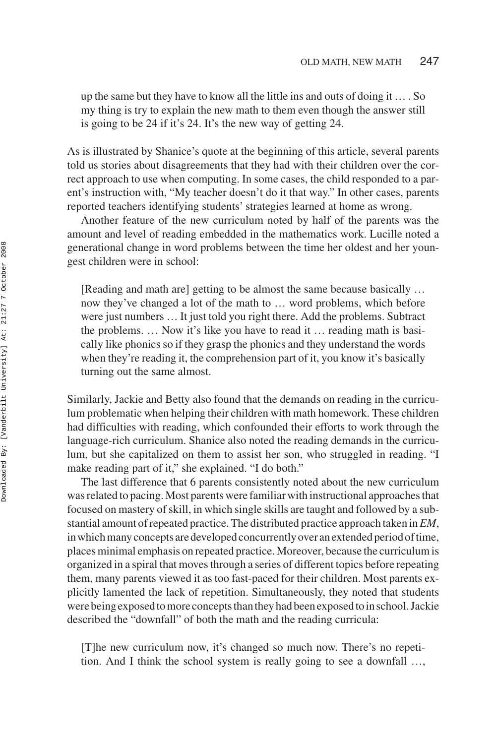up the same but they have to know all the little ins and outs of doing it … . So my thing is try to explain the new math to them even though the answer still is going to be 24 if it's 24. It's the new way of getting 24.

As is illustrated by Shanice's quote at the beginning of this article, several parents told us stories about disagreements that they had with their children over the correct approach to use when computing. In some cases, the child responded to a parent's instruction with, "My teacher doesn't do it that way." In other cases, parents reported teachers identifying students' strategies learned at home as wrong.

Another feature of the new curriculum noted by half of the parents was the amount and level of reading embedded in the mathematics work. Lucille noted a generational change in word problems between the time her oldest and her youngest children were in school:

> [Reading and math are] getting to be almost the same because basically … now they've changed a lot of the math to … word problems, which before were just numbers … It just told you right there. Add the problems. Subtract the problems. … Now it's like you have to read it … reading math is basically like phonics so if they grasp the phonics and they understand the words when they're reading it, the comprehension part of it, you know it's basically turning out the same almost.

Similarly, Jackie and Betty also found that the demands on reading in the curriculum problematic when helping their children with math homework. These children had difficulties with reading, which confounded their efforts to work through the language-rich curriculum. Shanice also noted the reading demands in the curriculum, but she capitalized on them to assist her son, who struggled in reading. "I make reading part of it," she explained. "I do both."

The last difference that 6 parents consistently noted about the new curriculum was related to pacing. Most parents were familiar with instructional approaches that focused on mastery of skill, in which single skills are taught and followed by a substantial amount of repeated practice. The distributed practice approach taken in *EM*, in which many concepts are developed concurrently over an extended period of time, places minimal emphasis on repeated practice. Moreover, because the curriculum is organized in a spiral that moves through a series of different topics before repeating them, many parents viewed it as too fast-paced for their children. Most parents explicitly lamented the lack of repetition. Simultaneously, they noted that students were being exposed to more concepts than they had been exposed to in school. Jackie described the "downfall" of both the math and the reading curricula:

> [T]he new curriculum now, it's changed so much now. There's no repetition. And I think the school system is really going to see a downfall …,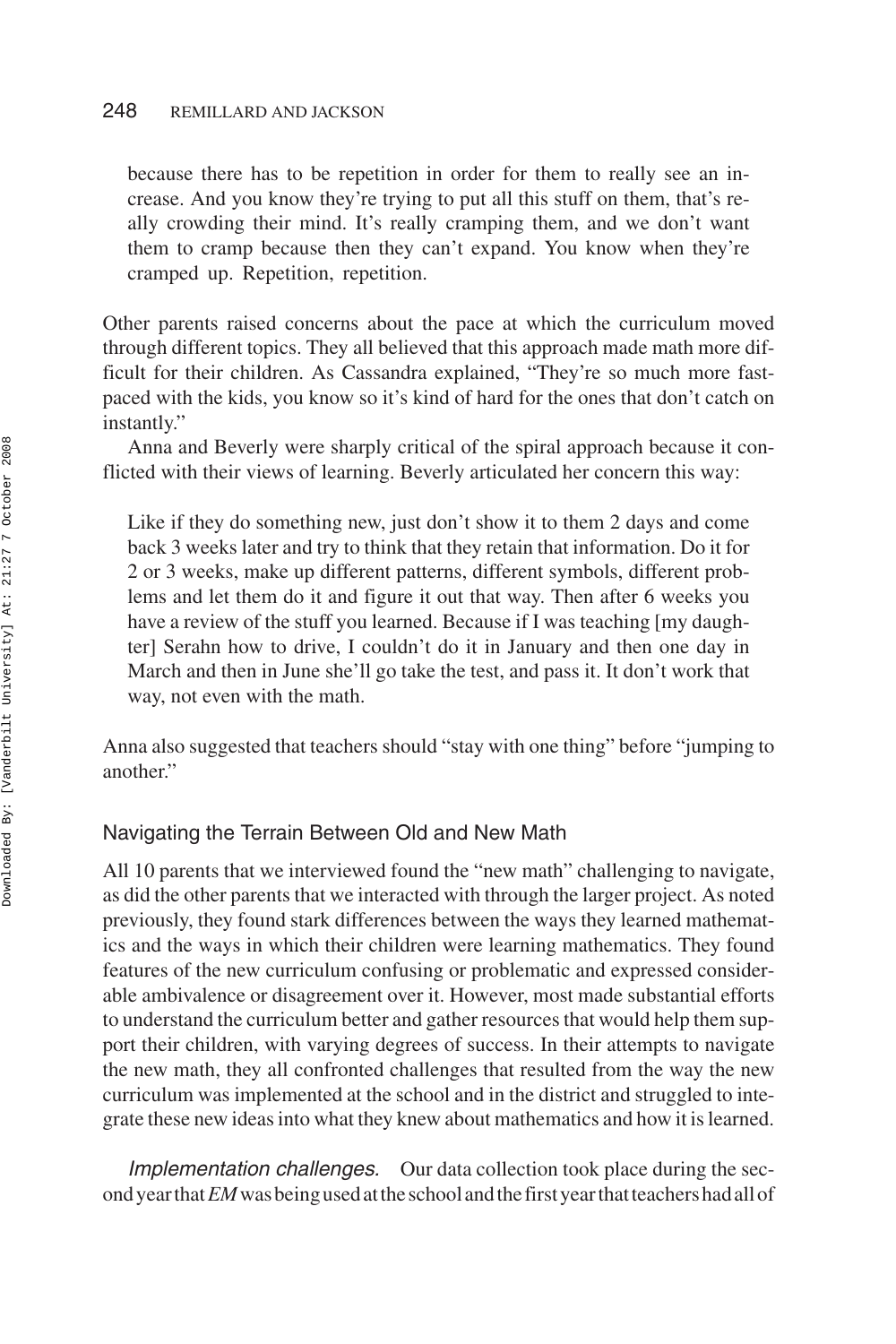> because there has to be repetition in order for them to really see an increase. And you know they're trying to put all this stuff on them, that's really crowding their mind. It's really cramping them, and we don't want them to cramp because then they can't expand. You know when they're cramped up. Repetition, repetition.

Other parents raised concerns about the pace at which the curriculum moved through different topics. They all believed that this approach made math more difficult for their children. As Cassandra explained, "They're so much more fast-paced with the kids, you know so it's kind of hard for the ones that don't catch on instantly."

Anna and Beverly were sharply critical of the spiral approach because it conflicted with their views of learning. Beverly articulated her concern this way:

> Like if they do something new, just don't show it to them 2 days and come back 3 weeks later and try to think that they retain that information. Do it for 2 or 3 weeks, make up different patterns, different symbols, different problems and let them do it and figure it out that way. Then after 6 weeks you have a review of the stuff you learned. Because if I was teaching [my daughter] Serahn how to drive, I couldn't do it in January and then one day in March and then in June she'll go take the test, and pass it. It don't work that way, not even with the math.

Anna also suggested that teachers should "stay with one thing" before "jumping to another."

### Navigating the Terrain Between Old and New Math

All 10 parents that we interviewed found the "new math" challenging to navigate, as did the other parents that we interacted with through the larger project. As noted previously, they found stark differences between the ways they learned mathematics and the ways in which their children were learning mathematics. They found features of the new curriculum confusing or problematic and expressed considerable ambivalence or disagreement over it. However, most made substantial efforts to understand the curriculum better and gather resources that would help them support their children, with varying degrees of success. In their attempts to navigate the new math, they all confronted challenges that resulted from the way the new curriculum was implemented at the school and in the district and struggled to integrate these new ideas into what they knew about mathematics and how it is learned.

*Implementation challenges.* Our data collection took place during the second year that *EM* was being used at the school and the first year that teachers had all of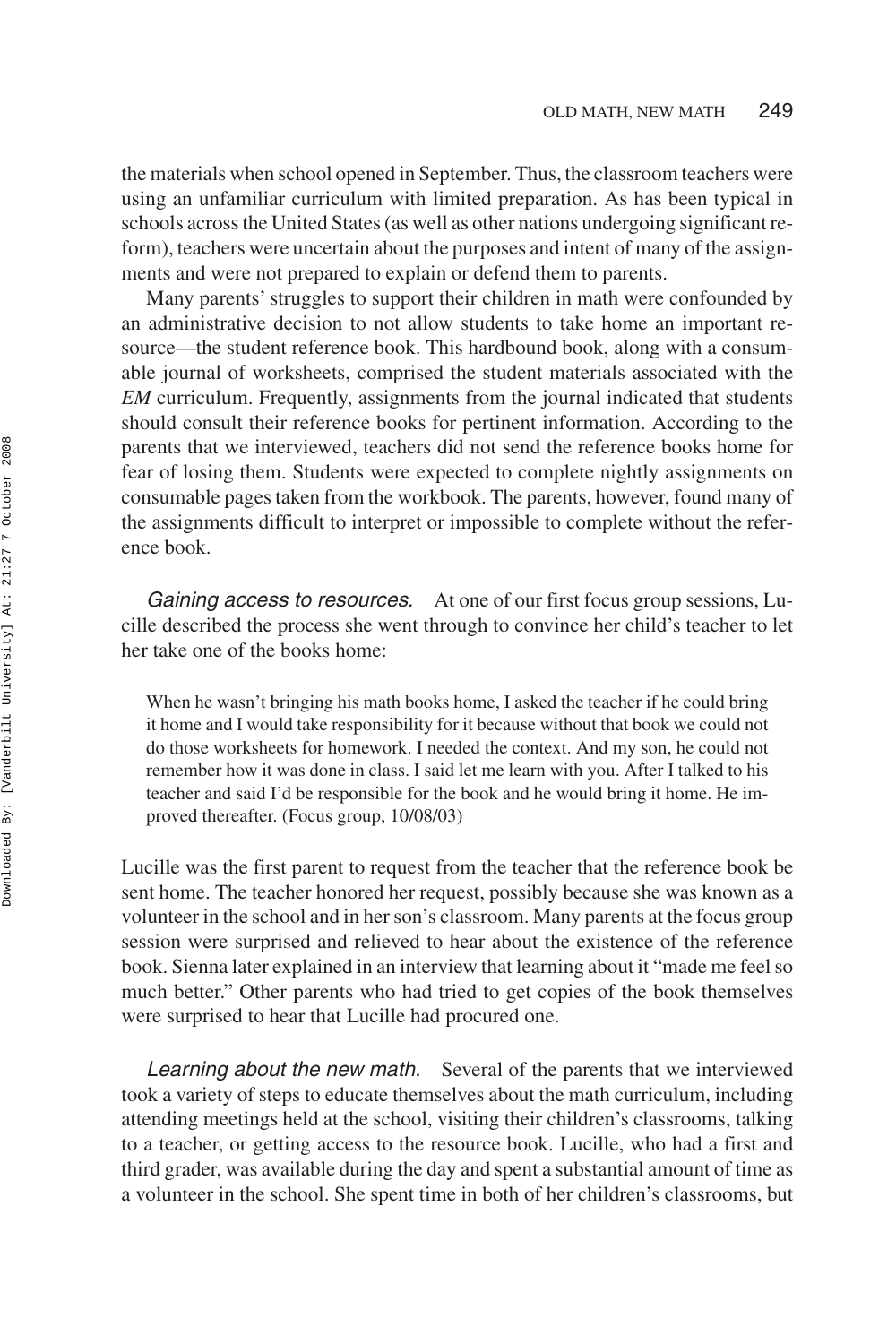the materials when school opened in September. Thus, the classroom teachers were using an unfamiliar curriculum with limited preparation. As has been typical in schools across the United States (as well as other nations undergoing significant reform), teachers were uncertain about the purposes and intent of many of the assignments and were not prepared to explain or defend them to parents.

Many parents' struggles to support their children in math were confounded by an administrative decision to not allow students to take home an important resource—the student reference book. This hardbound book, along with a consumable journal of worksheets, comprised the student materials associated with the *EM* curriculum. Frequently, assignments from the journal indicated that students should consult their reference books for pertinent information. According to the parents that we interviewed, teachers did not send the reference books home for fear of losing them. Students were expected to complete nightly assignments on consumable pages taken from the workbook. The parents, however, found many of the assignments difficult to interpret or impossible to complete without the reference book.

*Gaining access to resources.* At one of our first focus group sessions, Lucille described the process she went through to convince her child's teacher to let her take one of the books home:

> When he wasn't bringing his math books home, I asked the teacher if he could bring it home and I would take responsibility for it because without that book we could not do those worksheets for homework. I needed the context. And my son, he could not remember how it was done in class. I said let me learn with you. After I talked to his teacher and said I'd be responsible for the book and he would bring it home. He improved thereafter. (Focus group, 10/08/03)

Lucille was the first parent to request from the teacher that the reference book be sent home. The teacher honored her request, possibly because she was known as a volunteer in the school and in her son's classroom. Many parents at the focus group session were surprised and relieved to hear about the existence of the reference book. Sienna later explained in an interview that learning about it "made me feel so much better." Other parents who had tried to get copies of the book themselves were surprised to hear that Lucille had procured one.

*Learning about the new math.* Several of the parents that we interviewed took a variety of steps to educate themselves about the math curriculum, including attending meetings held at the school, visiting their children's classrooms, talking to a teacher, or getting access to the resource book. Lucille, who had a first and third grader, was available during the day and spent a substantial amount of time as a volunteer in the school. She spent time in both of her children's classrooms, but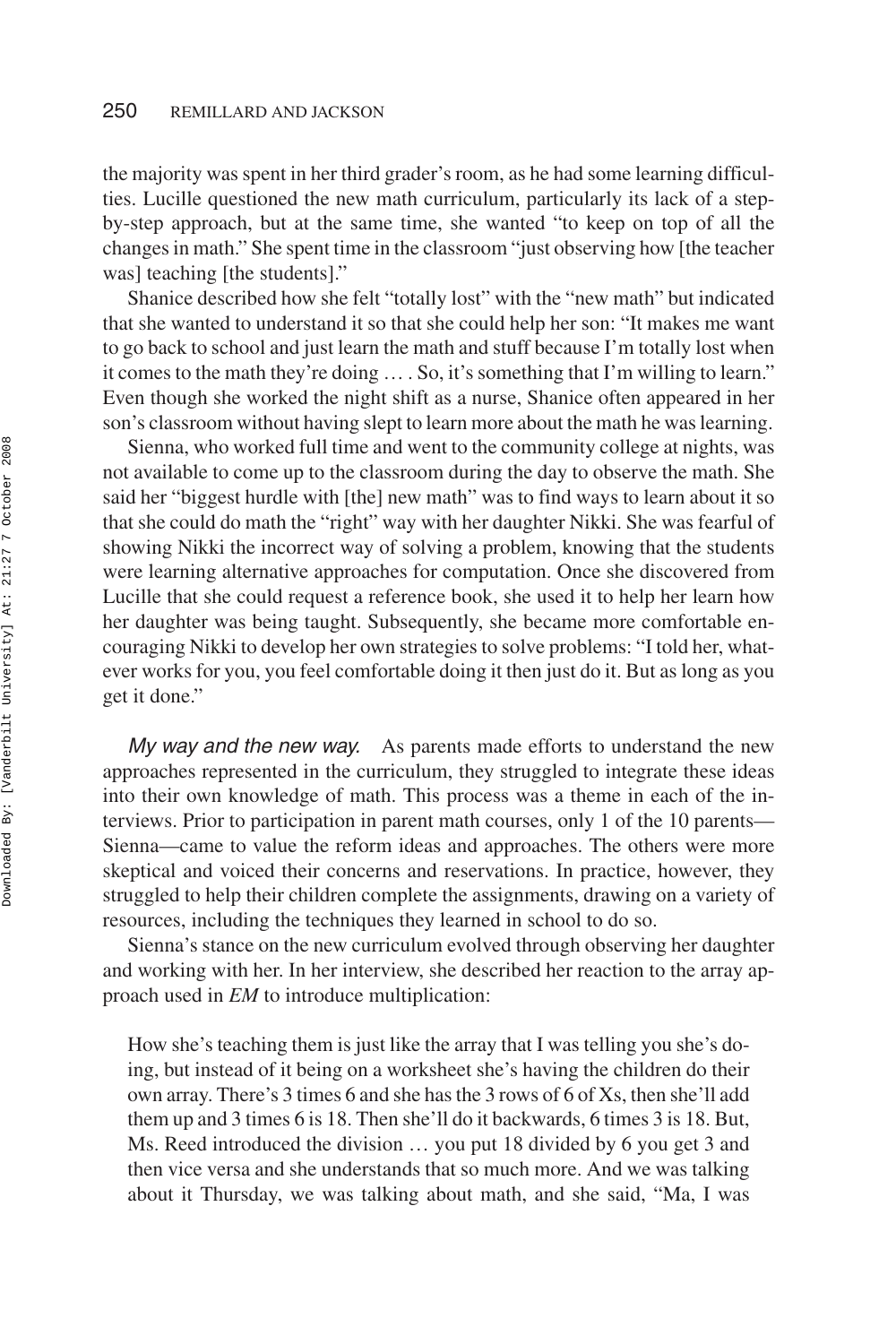the majority was spent in her third grader's room, as he had some learning difficulties. Lucille questioned the new math curriculum, particularly its lack of a step-by-step approach, but at the same time, she wanted "to keep on top of all the changes in math." She spent time in the classroom "just observing how [the teacher was] teaching [the students]."

Shanice described how she felt "totally lost" with the "new math" but indicated that she wanted to understand it so that she could help her son: "It makes me want to go back to school and just learn the math and stuff because I'm totally lost when it comes to the math they're doing … . So, it's something that I'm willing to learn." Even though she worked the night shift as a nurse, Shanice often appeared in her son's classroom without having slept to learn more about the math he was learning.

Sienna, who worked full time and went to the community college at nights, was not available to come up to the classroom during the day to observe the math. She said her "biggest hurdle with [the] new math" was to find ways to learn about it so that she could do math the "right" way with her daughter Nikki. She was fearful of showing Nikki the incorrect way of solving a problem, knowing that the students were learning alternative approaches for computation. Once she discovered from Lucille that she could request a reference book, she used it to help her learn how her daughter was being taught. Subsequently, she became more comfortable encouraging Nikki to develop her own strategies to solve problems: "I told her, whatever works for you, you feel comfortable doing it then just do it. But as long as you get it done."

*My way and the new way.* As parents made efforts to understand the new approaches represented in the curriculum, they struggled to integrate these ideas into their own knowledge of math. This process was a theme in each of the interviews. Prior to participation in parent math courses, only 1 of the 10 parents—Sienna—came to value the reform ideas and approaches. The others were more skeptical and voiced their concerns and reservations. In practice, however, they struggled to help their children complete the assignments, drawing on a variety of resources, including the techniques they learned in school to do so.

Sienna's stance on the new curriculum evolved through observing her daughter and working with her. In her interview, she described her reaction to the array approach used in *EM* to introduce multiplication:

> How she's teaching them is just like the array that I was telling you she's doing, but instead of it being on a worksheet she's having the children do their own array. There's 3 times 6 and she has the 3 rows of 6 of Xs, then she'll add them up and 3 times 6 is 18. Then she'll do it backwards, 6 times 3 is 18. But, Ms. Reed introduced the division … you put 18 divided by 6 you get 3 and then vice versa and she understands that so much more. And we was talking about it Thursday, we was talking about math, and she said, "Ma, I was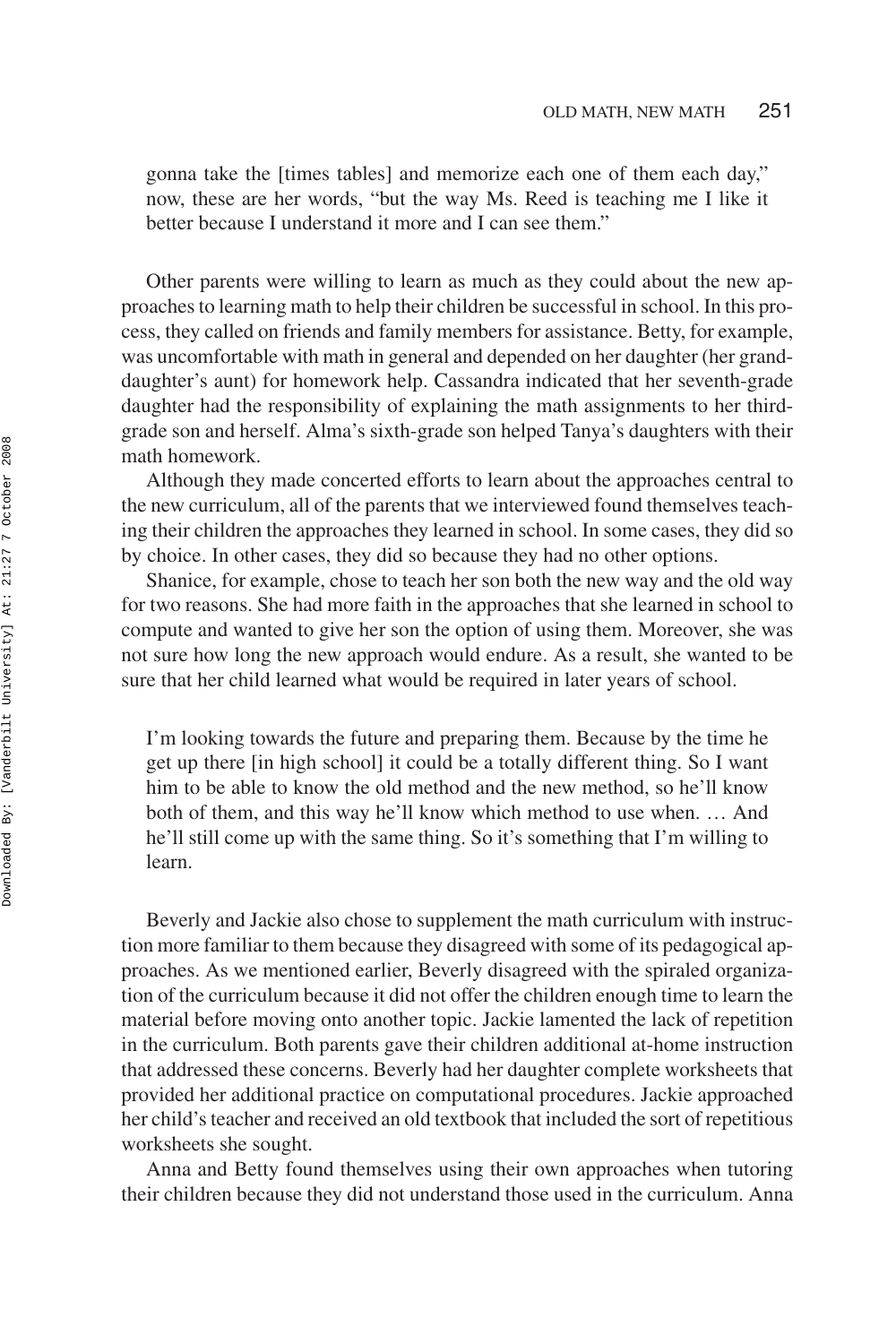gonna take the [times tables] and memorize each one of them each day," now, these are her words, "but the way Ms. Reed is teaching me I like it better because I understand it more and I can see them."

Other parents were willing to learn as much as they could about the new approaches to learning math to help their children be successful in school. In this process, they called on friends and family members for assistance. Betty, for example, was uncomfortable with math in general and depended on her daughter (her granddaughter's aunt) for homework help. Cassandra indicated that her seventh-grade daughter had the responsibility of explaining the math assignments to her third-grade son and herself. Alma's sixth-grade son helped Tanya's daughters with their math homework.

Although they made concerted efforts to learn about the approaches central to the new curriculum, all of the parents that we interviewed found themselves teaching their children the approaches they learned in school. In some cases, they did so by choice. In other cases, they did so because they had no other options.

Shanice, for example, chose to teach her son both the new way and the old way for two reasons. She had more faith in the approaches that she learned in school to compute and wanted to give her son the option of using them. Moreover, she was not sure how long the new approach would endure. As a result, she wanted to be sure that her child learned what would be required in later years of school.

> I'm looking towards the future and preparing them. Because by the time he get up there [in high school] it could be a totally different thing. So I want him to be able to know the old method and the new method, so he'll know both of them, and this way he'll know which method to use when. … And he'll still come up with the same thing. So it's something that I'm willing to learn.

Beverly and Jackie also chose to supplement the math curriculum with instruction more familiar to them because they disagreed with some of its pedagogical approaches. As we mentioned earlier, Beverly disagreed with the spiraled organization of the curriculum because it did not offer the children enough time to learn the material before moving onto another topic. Jackie lamented the lack of repetition in the curriculum. Both parents gave their children additional at-home instruction that addressed these concerns. Beverly had her daughter complete worksheets that provided her additional practice on computational procedures. Jackie approached her child's teacher and received an old textbook that included the sort of repetitious worksheets she sought.

Anna and Betty found themselves using their own approaches when tutoring their children because they did not understand those used in the curriculum. Anna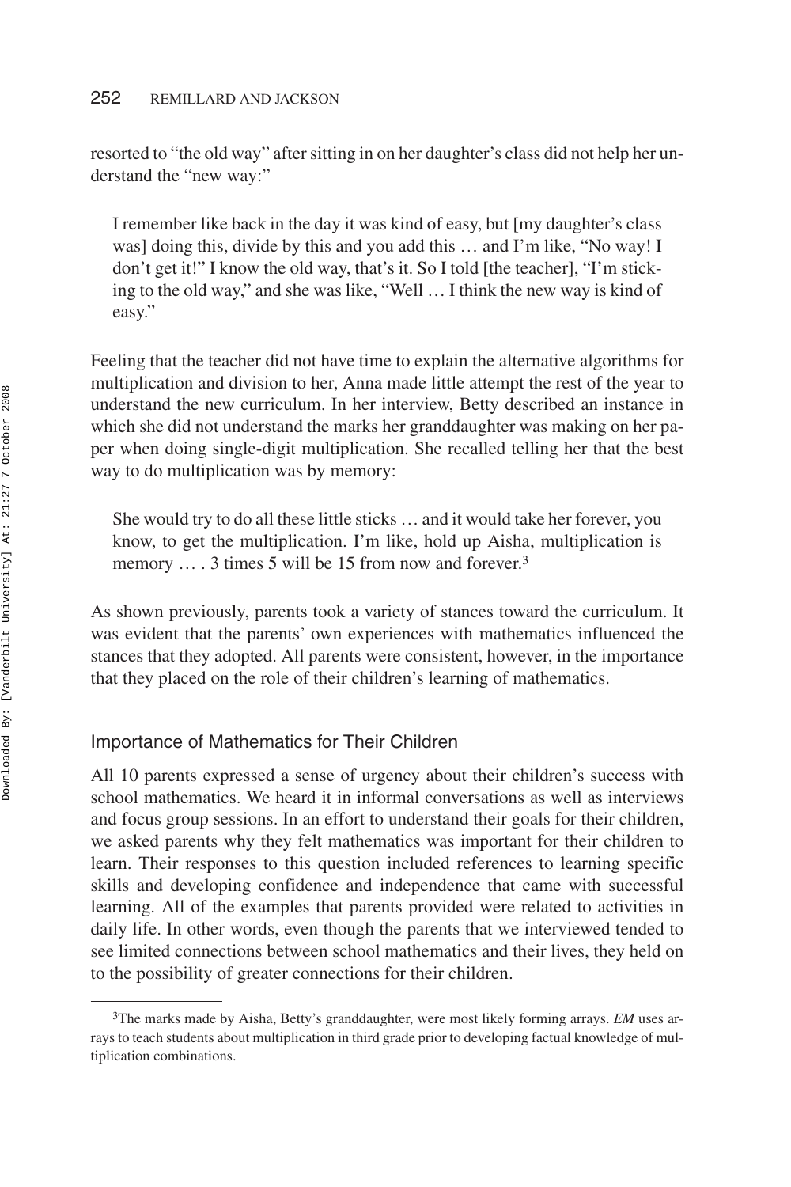resorted to "the old way" after sitting in on her daughter's class did not help her understand the "new way:"

> I remember like back in the day it was kind of easy, but [my daughter's class was] doing this, divide by this and you add this … and I'm like, "No way! I don't get it!" I know the old way, that's it. So I told [the teacher], "I'm sticking to the old way," and she was like, "Well … I think the new way is kind of easy."

Feeling that the teacher did not have time to explain the alternative algorithms for multiplication and division to her, Anna made little attempt the rest of the year to understand the new curriculum. In her interview, Betty described an instance in which she did not understand the marks her granddaughter was making on her paper when doing single-digit multiplication. She recalled telling her that the best way to do multiplication was by memory:

> She would try to do all these little sticks … and it would take her forever, you know, to get the multiplication. I'm like, hold up Aisha, multiplication is memory … . 3 times 5 will be 15 from now and forever.[3]

As shown previously, parents took a variety of stances toward the curriculum. It was evident that the parents' own experiences with mathematics influenced the stances that they adopted. All parents were consistent, however, in the importance that they placed on the role of their children's learning of mathematics.

### Importance of Mathematics for Their Children

All 10 parents expressed a sense of urgency about their children's success with school mathematics. We heard it in informal conversations as well as interviews and focus group sessions. In an effort to understand their goals for their children, we asked parents why they felt mathematics was important for their children to learn. Their responses to this question included references to learning specific skills and developing confidence and independence that came with successful learning. All of the examples that parents provided were related to activities in daily life. In other words, even though the parents that we interviewed tended to see limited connections between school mathematics and their lives, they held on to the possibility of greater connections for their children.

---

[3]The marks made by Aisha, Betty's granddaughter, were most likely forming arrays. *EM* uses arrays to teach students about multiplication in third grade prior to developing factual knowledge of multiplication combinations.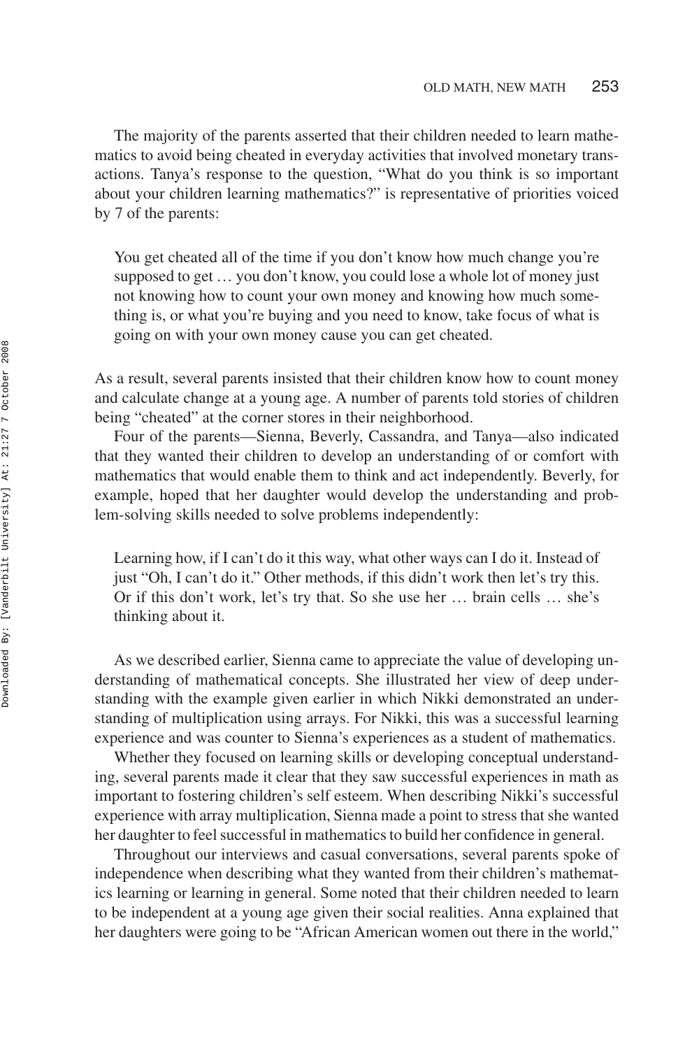The majority of the parents asserted that their children needed to learn mathematics to avoid being cheated in everyday activities that involved monetary transactions. Tanya's response to the question, "What do you think is so important about your children learning mathematics?" is representative of priorities voiced by 7 of the parents:

> You get cheated all of the time if you don't know how much change you're supposed to get … you don't know, you could lose a whole lot of money just not knowing how to count your own money and knowing how much something is, or what you're buying and you need to know, take focus of what is going on with your own money cause you can get cheated.

As a result, several parents insisted that their children know how to count money and calculate change at a young age. A number of parents told stories of children being "cheated" at the corner stores in their neighborhood.

Four of the parents—Sienna, Beverly, Cassandra, and Tanya—also indicated that they wanted their children to develop an understanding of or comfort with mathematics that would enable them to think and act independently. Beverly, for example, hoped that her daughter would develop the understanding and problem-solving skills needed to solve problems independently:

> Learning how, if I can't do it this way, what other ways can I do it. Instead of just "Oh, I can't do it." Other methods, if this didn't work then let's try this. Or if this don't work, let's try that. So she use her … brain cells … she's thinking about it.

As we described earlier, Sienna came to appreciate the value of developing understanding of mathematical concepts. She illustrated her view of deep understanding with the example given earlier in which Nikki demonstrated an understanding of multiplication using arrays. For Nikki, this was a successful learning experience and was counter to Sienna's experiences as a student of mathematics.

Whether they focused on learning skills or developing conceptual understanding, several parents made it clear that they saw successful experiences in math as important to fostering children's self esteem. When describing Nikki's successful experience with array multiplication, Sienna made a point to stress that she wanted her daughter to feel successful in mathematics to build her confidence in general.

Throughout our interviews and casual conversations, several parents spoke of independence when describing what they wanted from their children's mathematics learning or learning in general. Some noted that their children needed to learn to be independent at a young age given their social realities. Anna explained that her daughters were going to be "African American women out there in the world,"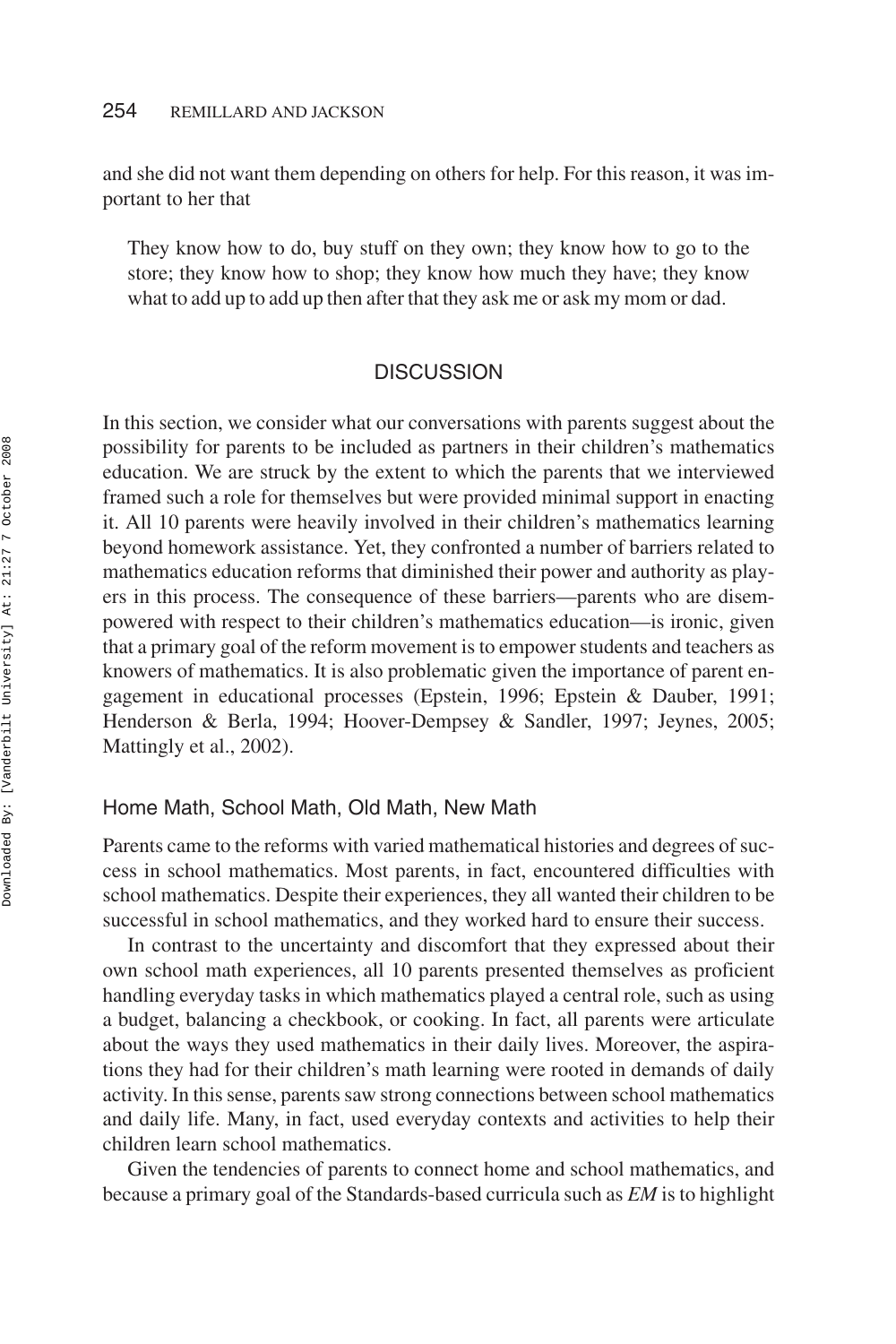and she did not want them depending on others for help. For this reason, it was important to her that

> They know how to do, buy stuff on they own; they know how to go to the store; they know how to shop; they know how much they have; they know what to add up to add up then after that they ask me or ask my mom or dad.

## DISCUSSION

In this section, we consider what our conversations with parents suggest about the possibility for parents to be included as partners in their children's mathematics education. We are struck by the extent to which the parents that we interviewed framed such a role for themselves but were provided minimal support in enacting it. All 10 parents were heavily involved in their children's mathematics learning beyond homework assistance. Yet, they confronted a number of barriers related to mathematics education reforms that diminished their power and authority as players in this process. The consequence of these barriers—parents who are disempowered with respect to their children's mathematics education—is ironic, given that a primary goal of the reform movement is to empower students and teachers as knowers of mathematics. It is also problematic given the importance of parent engagement in educational processes (Epstein, 1996; Epstein & Dauber, 1991; Henderson & Berla, 1994; Hoover-Dempsey & Sandler, 1997; Jeynes, 2005; Mattingly et al., 2002).

### Home Math, School Math, Old Math, New Math

Parents came to the reforms with varied mathematical histories and degrees of success in school mathematics. Most parents, in fact, encountered difficulties with school mathematics. Despite their experiences, they all wanted their children to be successful in school mathematics, and they worked hard to ensure their success.

In contrast to the uncertainty and discomfort that they expressed about their own school math experiences, all 10 parents presented themselves as proficient handling everyday tasks in which mathematics played a central role, such as using a budget, balancing a checkbook, or cooking. In fact, all parents were articulate about the ways they used mathematics in their daily lives. Moreover, the aspirations they had for their children's math learning were rooted in demands of daily activity. In this sense, parents saw strong connections between school mathematics and daily life. Many, in fact, used everyday contexts and activities to help their children learn school mathematics.

Given the tendencies of parents to connect home and school mathematics, and because a primary goal of the Standards-based curricula such as *EM* is to highlight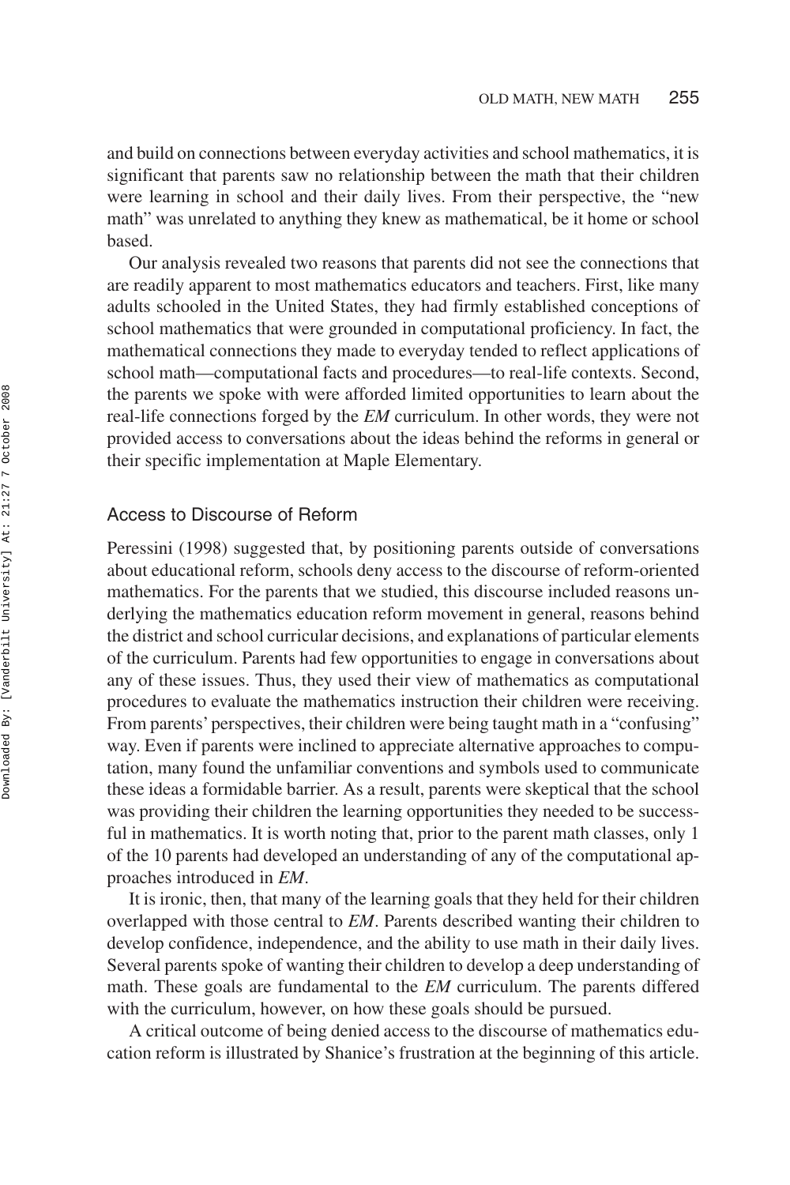and build on connections between everyday activities and school mathematics, it is significant that parents saw no relationship between the math that their children were learning in school and their daily lives. From their perspective, the "new math" was unrelated to anything they knew as mathematical, be it home or school based.

Our analysis revealed two reasons that parents did not see the connections that are readily apparent to most mathematics educators and teachers. First, like many adults schooled in the United States, they had firmly established conceptions of school mathematics that were grounded in computational proficiency. In fact, the mathematical connections they made to everyday tended to reflect applications of school math—computational facts and procedures—to real-life contexts. Second, the parents we spoke with were afforded limited opportunities to learn about the real-life connections forged by the *EM* curriculum. In other words, they were not provided access to conversations about the ideas behind the reforms in general or their specific implementation at Maple Elementary.

### Access to Discourse of Reform

Peressini (1998) suggested that, by positioning parents outside of conversations about educational reform, schools deny access to the discourse of reform-oriented mathematics. For the parents that we studied, this discourse included reasons underlying the mathematics education reform movement in general, reasons behind the district and school curricular decisions, and explanations of particular elements of the curriculum. Parents had few opportunities to engage in conversations about any of these issues. Thus, they used their view of mathematics as computational procedures to evaluate the mathematics instruction their children were receiving. From parents' perspectives, their children were being taught math in a "confusing" way. Even if parents were inclined to appreciate alternative approaches to computation, many found the unfamiliar conventions and symbols used to communicate these ideas a formidable barrier. As a result, parents were skeptical that the school was providing their children the learning opportunities they needed to be successful in mathematics. It is worth noting that, prior to the parent math classes, only 1 of the 10 parents had developed an understanding of any of the computational approaches introduced in *EM*.

It is ironic, then, that many of the learning goals that they held for their children overlapped with those central to *EM*. Parents described wanting their children to develop confidence, independence, and the ability to use math in their daily lives. Several parents spoke of wanting their children to develop a deep understanding of math. These goals are fundamental to the *EM* curriculum. The parents differed with the curriculum, however, on how these goals should be pursued.

A critical outcome of being denied access to the discourse of mathematics education reform is illustrated by Shanice's frustration at the beginning of this article.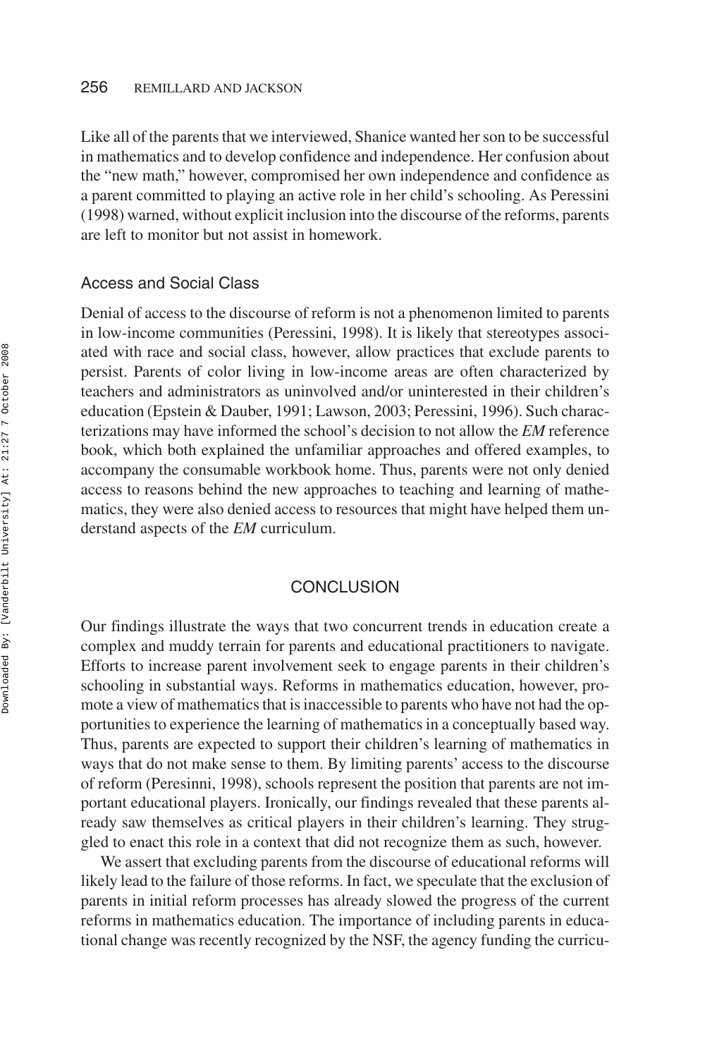Like all of the parents that we interviewed, Shanice wanted her son to be successful in mathematics and to develop confidence and independence. Her confusion about the "new math," however, compromised her own independence and confidence as a parent committed to playing an active role in her child's schooling. As Peressini (1998) warned, without explicit inclusion into the discourse of the reforms, parents are left to monitor but not assist in homework.

### Access and Social Class

Denial of access to the discourse of reform is not a phenomenon limited to parents in low-income communities (Peressini, 1998). It is likely that stereotypes associated with race and social class, however, allow practices that exclude parents to persist. Parents of color living in low-income areas are often characterized by teachers and administrators as uninvolved and/or uninterested in their children's education (Epstein & Dauber, 1991; Lawson, 2003; Peressini, 1996). Such characterizations may have informed the school's decision to not allow the *EM* reference book, which both explained the unfamiliar approaches and offered examples, to accompany the consumable workbook home. Thus, parents were not only denied access to reasons behind the new approaches to teaching and learning of mathematics, they were also denied access to resources that might have helped them understand aspects of the *EM* curriculum.

## CONCLUSION

Our findings illustrate the ways that two concurrent trends in education create a complex and muddy terrain for parents and educational practitioners to navigate. Efforts to increase parent involvement seek to engage parents in their children's schooling in substantial ways. Reforms in mathematics education, however, promote a view of mathematics that is inaccessible to parents who have not had the opportunities to experience the learning of mathematics in a conceptually based way. Thus, parents are expected to support their children's learning of mathematics in ways that do not make sense to them. By limiting parents' access to the discourse of reform (Peresinni, 1998), schools represent the position that parents are not important educational players. Ironically, our findings revealed that these parents already saw themselves as critical players in their children's learning. They struggled to enact this role in a context that did not recognize them as such, however.

We assert that excluding parents from the discourse of educational reforms will likely lead to the failure of those reforms. In fact, we speculate that the exclusion of parents in initial reform processes has already slowed the progress of the current reforms in mathematics education. The importance of including parents in educational change was recently recognized by the NSF, the agency funding the curricu-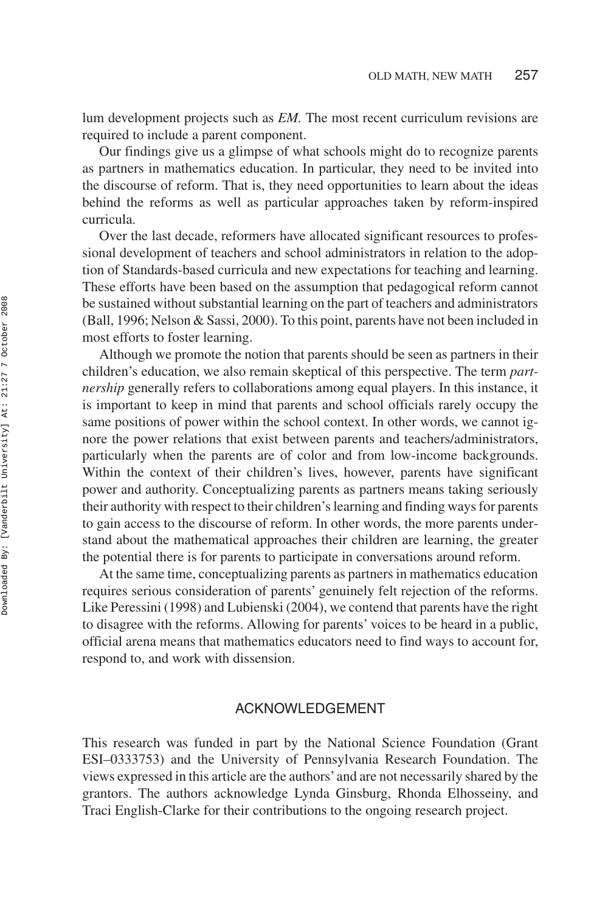lum development projects such as *EM*. The most recent curriculum revisions are required to include a parent component.

Our findings give us a glimpse of what schools might do to recognize parents as partners in mathematics education. In particular, they need to be invited into the discourse of reform. That is, they need opportunities to learn about the ideas behind the reforms as well as particular approaches taken by reform-inspired curricula.

Over the last decade, reformers have allocated significant resources to professional development of teachers and school administrators in relation to the adoption of Standards-based curricula and new expectations for teaching and learning. These efforts have been based on the assumption that pedagogical reform cannot be sustained without substantial learning on the part of teachers and administrators (Ball, 1996; Nelson & Sassi, 2000). To this point, parents have not been included in most efforts to foster learning.

Although we promote the notion that parents should be seen as partners in their children's education, we also remain skeptical of this perspective. The term *partnership* generally refers to collaborations among equal players. In this instance, it is important to keep in mind that parents and school officials rarely occupy the same positions of power within the school context. In other words, we cannot ignore the power relations that exist between parents and teachers/administrators, particularly when the parents are of color and from low-income backgrounds. Within the context of their children's lives, however, parents have significant power and authority. Conceptualizing parents as partners means taking seriously their authority with respect to their children's learning and finding ways for parents to gain access to the discourse of reform. In other words, the more parents understand about the mathematical approaches their children are learning, the greater the potential there is for parents to participate in conversations around reform.

At the same time, conceptualizing parents as partners in mathematics education requires serious consideration of parents' genuinely felt rejection of the reforms. Like Peressini (1998) and Lubienski (2004), we contend that parents have the right to disagree with the reforms. Allowing for parents' voices to be heard in a public, official arena means that mathematics educators need to find ways to account for, respond to, and work with dissension.

## ACKNOWLEDGEMENT

This research was funded in part by the National Science Foundation (Grant ESI–0333753) and the University of Pennsylvania Research Foundation. The views expressed in this article are the authors' and are not necessarily shared by the grantors. The authors acknowledge Lynda Ginsburg, Rhonda Elhosseiny, and Traci English-Clarke for their contributions to the ongoing research project.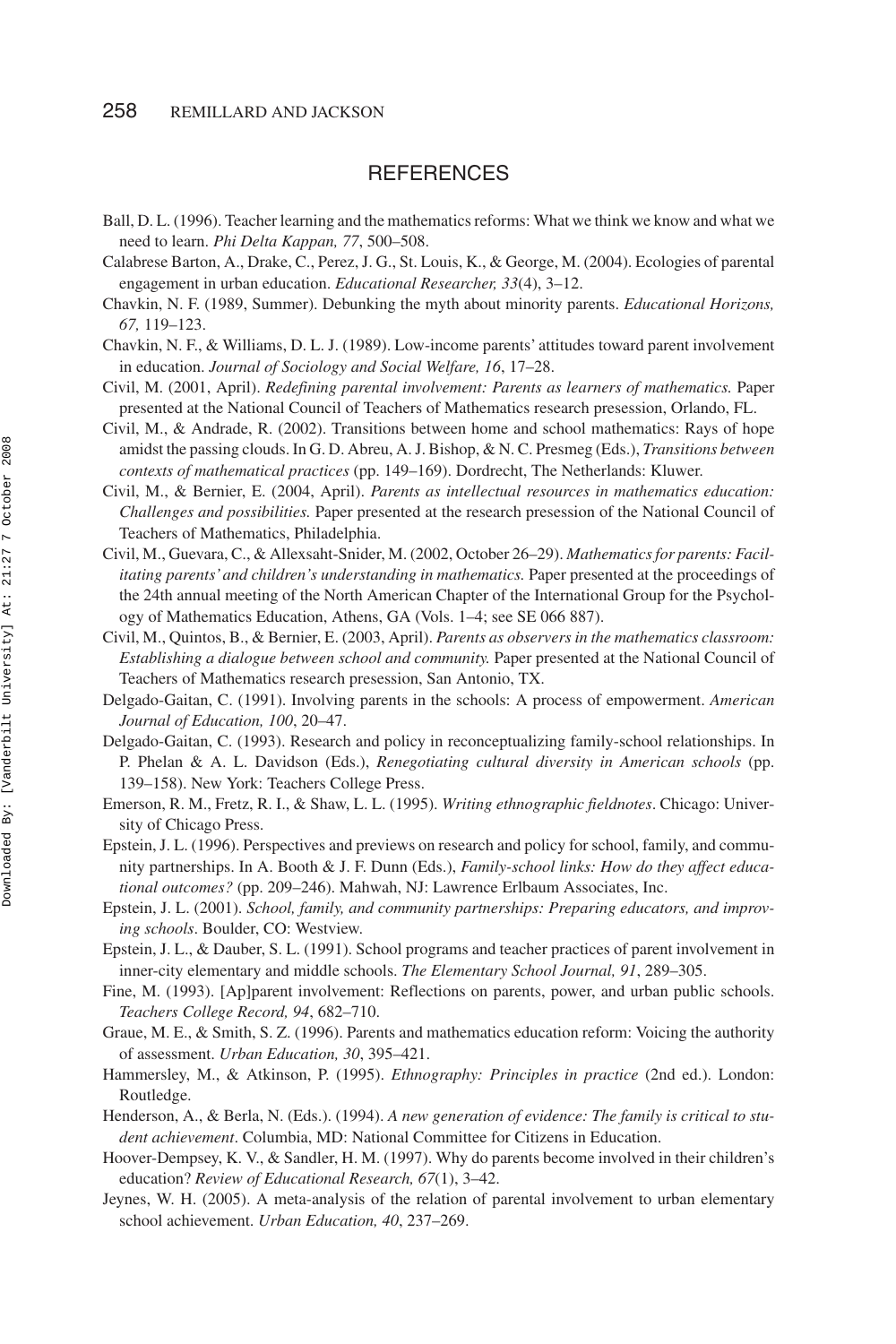## REFERENCES

Ball, D. L. (1996). Teacher learning and the mathematics reforms: What we think we know and what we need to learn. *Phi Delta Kappan, 77*, 500–508.

Calabrese Barton, A., Drake, C., Perez, J. G., St. Louis, K., & George, M. (2004). Ecologies of parental engagement in urban education. *Educational Researcher, 33*(4), 3–12.

Chavkin, N. F. (1989, Summer). Debunking the myth about minority parents. *Educational Horizons, 67,* 119–123.

Chavkin, N. F., & Williams, D. L. J. (1989). Low-income parents' attitudes toward parent involvement in education. *Journal of Sociology and Social Welfare, 16*, 17–28.

Civil, M. (2001, April). *Redefining parental involvement: Parents as learners of mathematics.* Paper presented at the National Council of Teachers of Mathematics research presession, Orlando, FL.

Civil, M., & Andrade, R. (2002). Transitions between home and school mathematics: Rays of hope amidst the passing clouds. In G. D. Abreu, A. J. Bishop, & N. C. Presmeg (Eds.), *Transitions between contexts of mathematical practices* (pp. 149–169). Dordrecht, The Netherlands: Kluwer.

Civil, M., & Bernier, E. (2004, April). *Parents as intellectual resources in mathematics education: Challenges and possibilities.* Paper presented at the research presession of the National Council of Teachers of Mathematics, Philadelphia.

Civil, M., Guevara, C., & Allexsaht-Snider, M. (2002, October 26–29). *Mathematics for parents: Facilitating parents' and children's understanding in mathematics.* Paper presented at the proceedings of the 24th annual meeting of the North American Chapter of the International Group for the Psychology of Mathematics Education, Athens, GA (Vols. 1–4; see SE 066 887).

Civil, M., Quintos, B., & Bernier, E. (2003, April). *Parents as observers in the mathematics classroom: Establishing a dialogue between school and community.* Paper presented at the National Council of Teachers of Mathematics research presession, San Antonio, TX.

Delgado-Gaitan, C. (1991). Involving parents in the schools: A process of empowerment. *American Journal of Education, 100*, 20–47.

Delgado-Gaitan, C. (1993). Research and policy in reconceptualizing family-school relationships. In P. Phelan & A. L. Davidson (Eds.), *Renegotiating cultural diversity in American schools* (pp. 139–158). New York: Teachers College Press.

Emerson, R. M., Fretz, R. I., & Shaw, L. L. (1995). *Writing ethnographic fieldnotes*. Chicago: University of Chicago Press.

Epstein, J. L. (1996). Perspectives and previews on research and policy for school, family, and community partnerships. In A. Booth & J. F. Dunn (Eds.), *Family-school links: How do they affect educational outcomes?* (pp. 209–246). Mahwah, NJ: Lawrence Erlbaum Associates, Inc.

Epstein, J. L. (2001). *School, family, and community partnerships: Preparing educators, and improving schools*. Boulder, CO: Westview.

Epstein, J. L., & Dauber, S. L. (1991). School programs and teacher practices of parent involvement in inner-city elementary and middle schools. *The Elementary School Journal, 91*, 289–305.

Fine, M. (1993). [Ap]parent involvement: Reflections on parents, power, and urban public schools. *Teachers College Record, 94*, 682–710.

Graue, M. E., & Smith, S. Z. (1996). Parents and mathematics education reform: Voicing the authority of assessment. *Urban Education, 30*, 395–421.

Hammersley, M., & Atkinson, P. (1995). *Ethnography: Principles in practice* (2nd ed.). London: Routledge.

Henderson, A., & Berla, N. (Eds.). (1994). *A new generation of evidence: The family is critical to student achievement*. Columbia, MD: National Committee for Citizens in Education.

Hoover-Dempsey, K. V., & Sandler, H. M. (1997). Why do parents become involved in their children's education? *Review of Educational Research, 67*(1), 3–42.

Jeynes, W. H. (2005). A meta-analysis of the relation of parental involvement to urban elementary school achievement. *Urban Education, 40*, 237–269.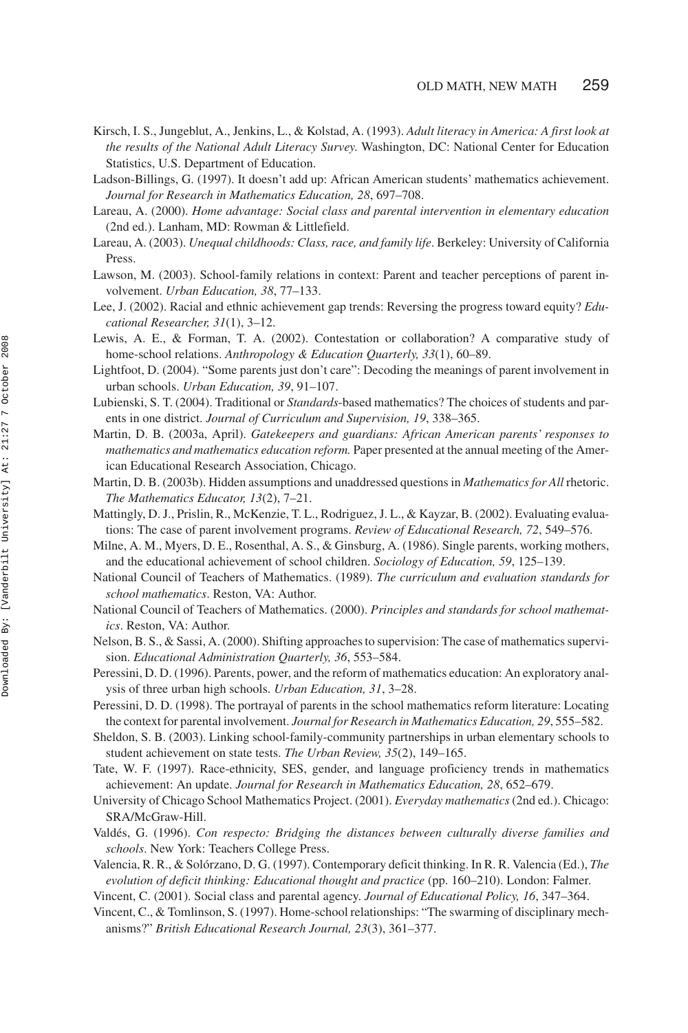Kirsch, I. S., Jungeblut, A., Jenkins, L., & Kolstad, A. (1993). *Adult literacy in America: A first look at the results of the National Adult Literacy Survey.* Washington, DC: National Center for Education Statistics, U.S. Department of Education.

Ladson-Billings, G. (1997). It doesn't add up: African American students' mathematics achievement. *Journal for Research in Mathematics Education, 28*, 697–708.

Lareau, A. (2000). *Home advantage: Social class and parental intervention in elementary education* (2nd ed.). Lanham, MD: Rowman & Littlefield.

Lareau, A. (2003). *Unequal childhoods: Class, race, and family life*. Berkeley: University of California Press.

Lawson, M. (2003). School-family relations in context: Parent and teacher perceptions of parent involvement. *Urban Education, 38*, 77–133.

Lee, J. (2002). Racial and ethnic achievement gap trends: Reversing the progress toward equity? *Educational Researcher, 31*(1), 3–12.

Lewis, A. E., & Forman, T. A. (2002). Contestation or collaboration? A comparative study of home-school relations. *Anthropology & Education Quarterly, 33*(1), 60–89.

Lightfoot, D. (2004). "Some parents just don't care": Decoding the meanings of parent involvement in urban schools. *Urban Education, 39*, 91–107.

Lubienski, S. T. (2004). Traditional or *Standards*-based mathematics? The choices of students and parents in one district. *Journal of Curriculum and Supervision, 19*, 338–365.

Martin, D. B. (2003a, April). *Gatekeepers and guardians: African American parents' responses to mathematics and mathematics education reform.* Paper presented at the annual meeting of the American Educational Research Association, Chicago.

Martin, D. B. (2003b). Hidden assumptions and unaddressed questions in *Mathematics for All* rhetoric. *The Mathematics Educator, 13*(2), 7–21.

Mattingly, D. J., Prislin, R., McKenzie, T. L., Rodriguez, J. L., & Kayzar, B. (2002). Evaluating evaluations: The case of parent involvement programs. *Review of Educational Research, 72*, 549–576.

Milne, A. M., Myers, D. E., Rosenthal, A. S., & Ginsburg, A. (1986). Single parents, working mothers, and the educational achievement of school children. *Sociology of Education, 59*, 125–139.

National Council of Teachers of Mathematics. (1989). *The curriculum and evaluation standards for school mathematics*. Reston, VA: Author.

National Council of Teachers of Mathematics. (2000). *Principles and standards for school mathematics*. Reston, VA: Author.

Nelson, B. S., & Sassi, A. (2000). Shifting approaches to supervision: The case of mathematics supervision. *Educational Administration Quarterly, 36*, 553–584.

Peressini, D. D. (1996). Parents, power, and the reform of mathematics education: An exploratory analysis of three urban high schools. *Urban Education, 31*, 3–28.

Peressini, D. D. (1998). The portrayal of parents in the school mathematics reform literature: Locating the context for parental involvement. *Journal for Research in Mathematics Education, 29*, 555–582.

Sheldon, S. B. (2003). Linking school-family-community partnerships in urban elementary schools to student achievement on state tests. *The Urban Review, 35*(2), 149–165.

Tate, W. F. (1997). Race-ethnicity, SES, gender, and language proficiency trends in mathematics achievement: An update. *Journal for Research in Mathematics Education, 28*, 652–679.

University of Chicago School Mathematics Project. (2001). *Everyday mathematics* (2nd ed.). Chicago: SRA/McGraw-Hill.

Valdés, G. (1996). *Con respecto: Bridging the distances between culturally diverse families and schools*. New York: Teachers College Press.

Valencia, R. R., & Solórzano, D. G. (1997). Contemporary deficit thinking. In R. R. Valencia (Ed.), *The evolution of deficit thinking: Educational thought and practice* (pp. 160–210). London: Falmer.

Vincent, C. (2001). Social class and parental agency. *Journal of Educational Policy, 16*, 347–364.

Vincent, C., & Tomlinson, S. (1997). Home-school relationships: "The swarming of disciplinary mechanisms?" *British Educational Research Journal, 23*(3), 361–377.